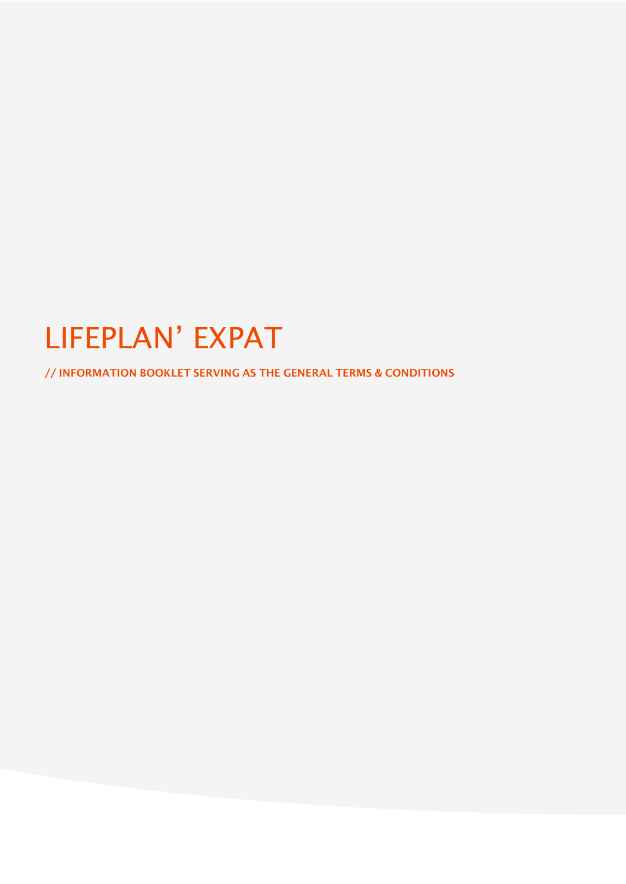# LIFEPLAN' EXPAT

**// INFORMATION BOOKLET SERVING AS THE GENERAL TERMS & CONDITIONS**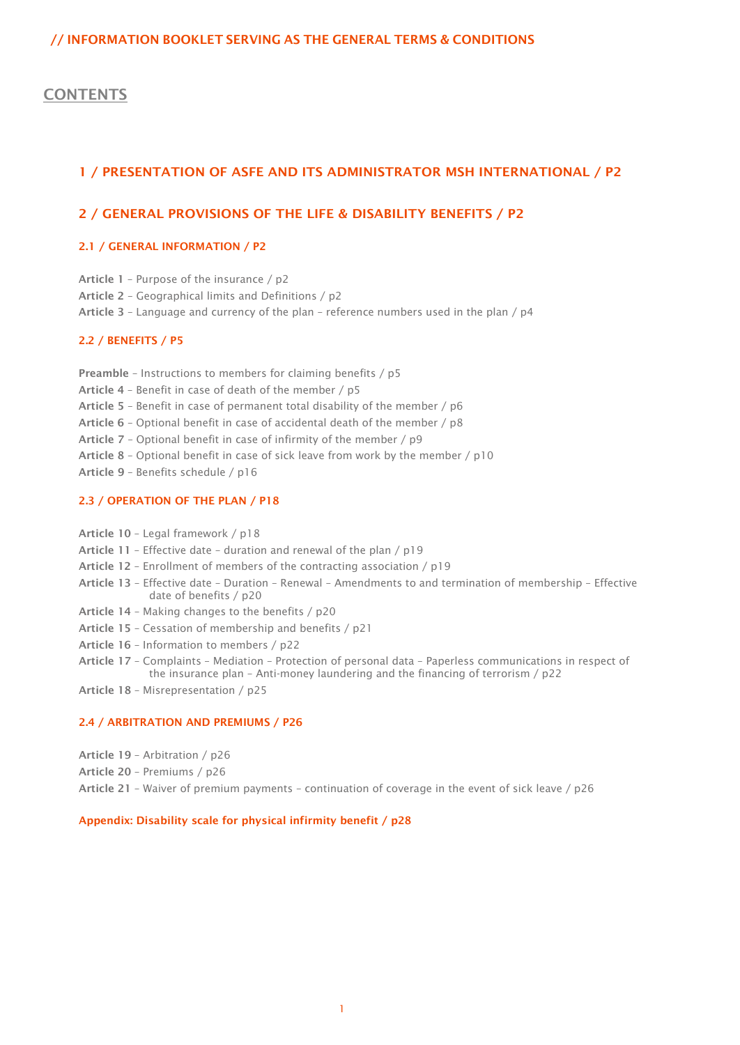## // INFORMATION BOOKLET SERVING AS THE GENERAL TERMS & CONDITIONS

# CONTENTS

## 1 / PRESENTATION OF ASFE AND ITS ADMINISTRATOR MSH INTERNATIONAL / P2

## 2 / GENERAL PROVISIONS OF THE LIFE & DISABILITY BENEFITS / P2

### 2.1 / GENERAL INFORMATION / P2

**Article 1** – Purpose of the insurance / p2
**Article 2** – Geographical limits and Definitions / p2
**Article 3** – Language and currency of the plan – reference numbers used in the plan / p4

### 2.2 / BENEFITS / P5

**Preamble** – Instructions to members for claiming benefits / p5
**Article 4** – Benefit in case of death of the member / p5
**Article 5** – Benefit in case of permanent total disability of the member / p6
**Article 6** – Optional benefit in case of accidental death of the member / p8
**Article 7** – Optional benefit in case of infirmity of the member / p9
**Article 8** – Optional benefit in case of sick leave from work by the member / p10
**Article 9** – Benefits schedule / p16

### 2.3 / OPERATION OF THE PLAN / P18

**Article 10** – Legal framework / p18
**Article 11** – Effective date – duration and renewal of the plan / p19
**Article 12** – Enrollment of members of the contracting association / p19
**Article 13** – Effective date – Duration – Renewal – Amendments to and termination of membership – Effective date of benefits / p20
**Article 14** – Making changes to the benefits / p20
**Article 15** – Cessation of membership and benefits / p21
**Article 16** – Information to members / p22
**Article 17** – Complaints – Mediation – Protection of personal data – Paperless communications in respect of the insurance plan – Anti-money laundering and the financing of terrorism / p22
**Article 18** – Misrepresentation / p25

### 2.4 / ARBITRATION AND PREMIUMS / P26

**Article 19** – Arbitration / p26
**Article 20** – Premiums / p26
**Article 21** – Waiver of premium payments – continuation of coverage in the event of sick leave / p26

**Appendix: Disability scale for physical infirmity benefit / p28**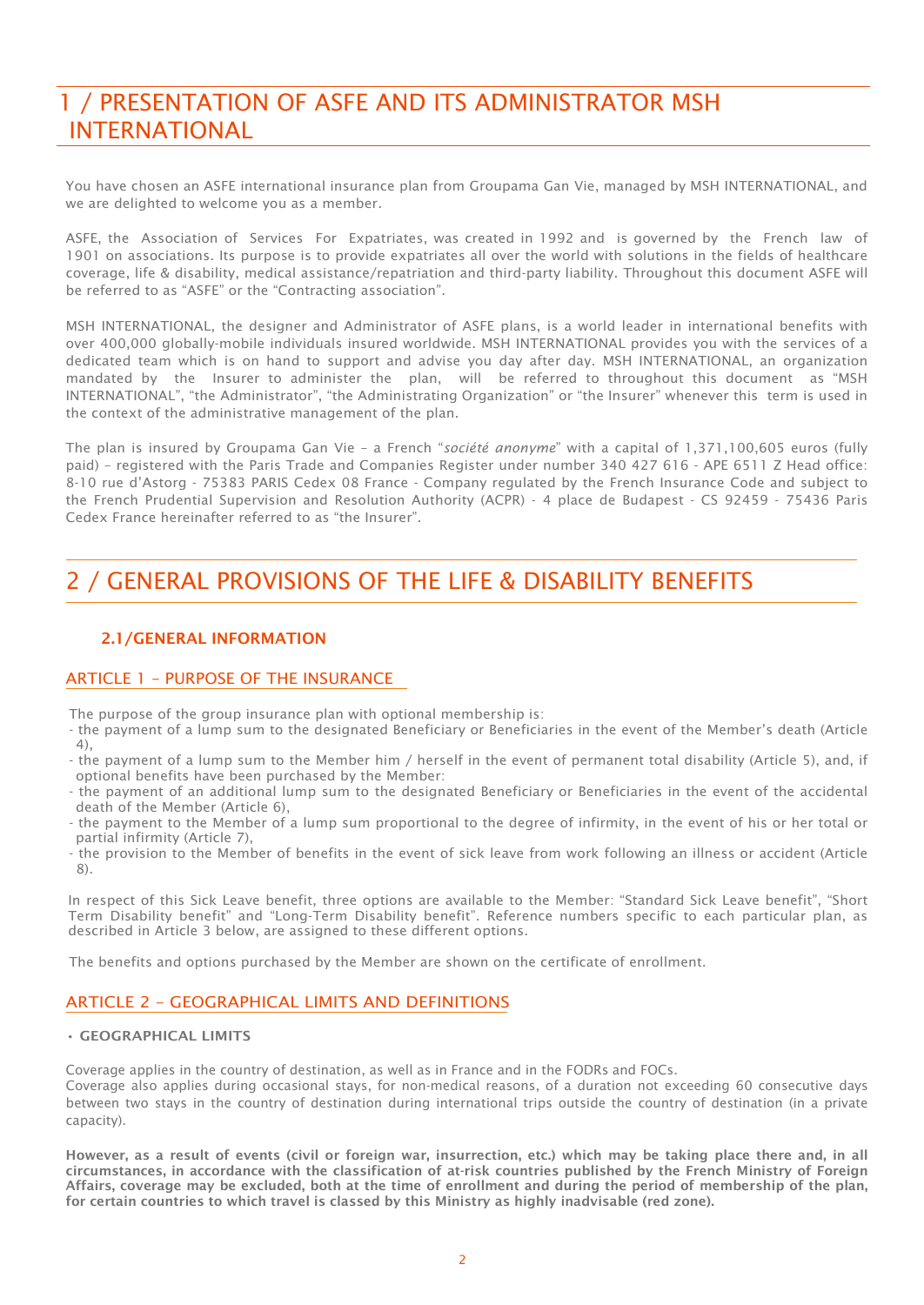# 1 / PRESENTATION OF ASFE AND ITS ADMINISTRATOR MSH INTERNATIONAL

You have chosen an ASFE international insurance plan from Groupama Gan Vie, managed by MSH INTERNATIONAL, and we are delighted to welcome you as a member.

ASFE, the Association of Services For Expatriates, was created in 1992 and is governed by the French law of 1901 on associations. Its purpose is to provide expatriates all over the world with solutions in the fields of healthcare coverage, life & disability, medical assistance/repatriation and third-party liability. Throughout this document ASFE will be referred to as "ASFE" or the "Contracting association".

MSH INTERNATIONAL, the designer and Administrator of ASFE plans, is a world leader in international benefits with over 400,000 globally-mobile individuals insured worldwide. MSH INTERNATIONAL provides you with the services of a dedicated team which is on hand to support and advise you day after day. MSH INTERNATIONAL, an organization mandated by the Insurer to administer the plan, will be referred to throughout this document as "MSH INTERNATIONAL", "the Administrator", "the Administrating Organization" or "the Insurer" whenever this term is used in the context of the administrative management of the plan.

The plan is insured by Groupama Gan Vie – a French "*société anonyme*" with a capital of 1,371,100,605 euros (fully paid) – registered with the Paris Trade and Companies Register under number 340 427 616 - APE 6511 Z Head office: 8-10 rue d'Astorg - 75383 PARIS Cedex 08 France - Company regulated by the French Insurance Code and subject to the French Prudential Supervision and Resolution Authority (ACPR) - 4 place de Budapest - CS 92459 - 75436 Paris Cedex France hereinafter referred to as "the Insurer".

# 2 / GENERAL PROVISIONS OF THE LIFE & DISABILITY BENEFITS

## 2.1/GENERAL INFORMATION

### ARTICLE 1 – PURPOSE OF THE INSURANCE

The purpose of the group insurance plan with optional membership is:

- the payment of a lump sum to the designated Beneficiary or Beneficiaries in the event of the Member's death (Article 4),
- the payment of a lump sum to the Member him / herself in the event of permanent total disability (Article 5), and, if optional benefits have been purchased by the Member:
- the payment of an additional lump sum to the designated Beneficiary or Beneficiaries in the event of the accidental death of the Member (Article 6),
- the payment to the Member of a lump sum proportional to the degree of infirmity, in the event of his or her total or partial infirmity (Article 7),
- the provision to the Member of benefits in the event of sick leave from work following an illness or accident (Article 8).

In respect of this Sick Leave benefit, three options are available to the Member: "Standard Sick Leave benefit", "Short Term Disability benefit" and "Long-Term Disability benefit". Reference numbers specific to each particular plan, as described in Article 3 below, are assigned to these different options.

The benefits and options purchased by the Member are shown on the certificate of enrollment.

### ARTICLE 2 – GEOGRAPHICAL LIMITS AND DEFINITIONS

**• GEOGRAPHICAL LIMITS**

Coverage applies in the country of destination, as well as in France and in the FODRs and FOCs.
Coverage also applies during occasional stays, for non-medical reasons, of a duration not exceeding 60 consecutive days between two stays in the country of destination during international trips outside the country of destination (in a private capacity).

**However, as a result of events (civil or foreign war, insurrection, etc.) which may be taking place there and, in all circumstances, in accordance with the classification of at-risk countries published by the French Ministry of Foreign Affairs, coverage may be excluded, both at the time of enrollment and during the period of membership of the plan, for certain countries to which travel is classed by this Ministry as highly inadvisable (red zone).**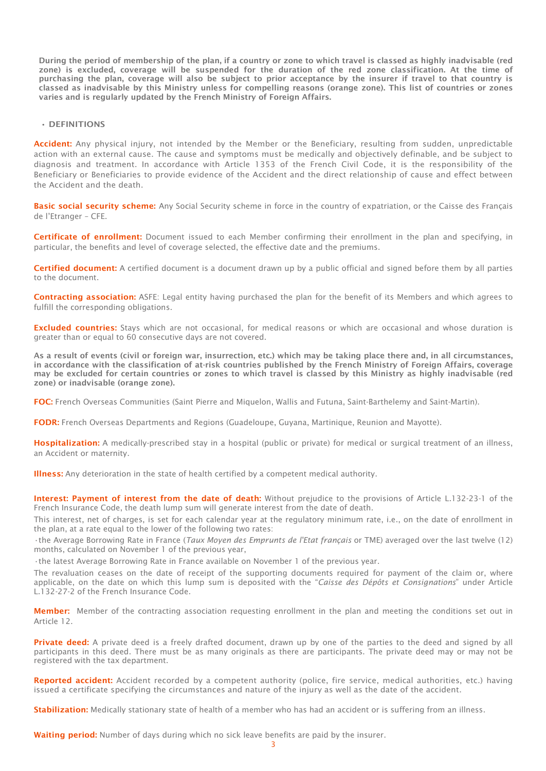**During the period of membership of the plan, if a country or zone to which travel is classed as highly inadvisable (red zone) is excluded, coverage will be suspended for the duration of the red zone classification. At the time of purchasing the plan, coverage will also be subject to prior acceptance by the insurer if travel to that country is classed as inadvisable by this Ministry unless for compelling reasons (orange zone). This list of countries or zones varies and is regularly updated by the French Ministry of Foreign Affairs.**

- **DEFINITIONS**

**Accident:** Any physical injury, not intended by the Member or the Beneficiary, resulting from sudden, unpredictable action with an external cause. The cause and symptoms must be medically and objectively definable, and be subject to diagnosis and treatment. In accordance with Article 1353 of the French Civil Code, it is the responsibility of the Beneficiary or Beneficiaries to provide evidence of the Accident and the direct relationship of cause and effect between the Accident and the death.

**Basic social security scheme:** Any Social Security scheme in force in the country of expatriation, or the Caisse des Français de l'Etranger – CFE.

**Certificate of enrollment:** Document issued to each Member confirming their enrollment in the plan and specifying, in particular, the benefits and level of coverage selected, the effective date and the premiums.

**Certified document:** A certified document is a document drawn up by a public official and signed before them by all parties to the document.

**Contracting association:** ASFE: Legal entity having purchased the plan for the benefit of its Members and which agrees to fulfill the corresponding obligations.

**Excluded countries:** Stays which are not occasional, for medical reasons or which are occasional and whose duration is greater than or equal to 60 consecutive days are not covered.

**As a result of events (civil or foreign war, insurrection, etc.) which may be taking place there and, in all circumstances, in accordance with the classification of at-risk countries published by the French Ministry of Foreign Affairs, coverage may be excluded for certain countries or zones to which travel is classed by this Ministry as highly inadvisable (red zone) or inadvisable (orange zone).**

**FOC:** French Overseas Communities (Saint Pierre and Miquelon, Wallis and Futuna, Saint-Barthelemy and Saint-Martin).

**FODR:** French Overseas Departments and Regions (Guadeloupe, Guyana, Martinique, Reunion and Mayotte).

**Hospitalization:** A medically-prescribed stay in a hospital (public or private) for medical or surgical treatment of an illness, an Accident or maternity.

**Illness:** Any deterioration in the state of health certified by a competent medical authority.

**Interest: Payment of interest from the date of death:** Without prejudice to the provisions of Article L.132-23-1 of the French Insurance Code, the death lump sum will generate interest from the date of death.

This interest, net of charges, is set for each calendar year at the regulatory minimum rate, i.e., on the date of enrollment in the plan, at a rate equal to the lower of the following two rates:

- the Average Borrowing Rate in France (*Taux Moyen des Emprunts de l'Etat français* or TME) averaged over the last twelve (12) months, calculated on November 1 of the previous year,
- the latest Average Borrowing Rate in France available on November 1 of the previous year.

The revaluation ceases on the date of receipt of the supporting documents required for payment of the claim or, where applicable, on the date on which this lump sum is deposited with the "*Caisse des Dépôts et Consignations*" under Article L.132-27-2 of the French Insurance Code.

**Member:** Member of the contracting association requesting enrollment in the plan and meeting the conditions set out in Article 12.

**Private deed:** A private deed is a freely drafted document, drawn up by one of the parties to the deed and signed by all participants in this deed. There must be as many originals as there are participants. The private deed may or may not be registered with the tax department.

**Reported accident:** Accident recorded by a competent authority (police, fire service, medical authorities, etc.) having issued a certificate specifying the circumstances and nature of the injury as well as the date of the accident.

**Stabilization:** Medically stationary state of health of a member who has had an accident or is suffering from an illness.

**Waiting period:** Number of days during which no sick leave benefits are paid by the insurer.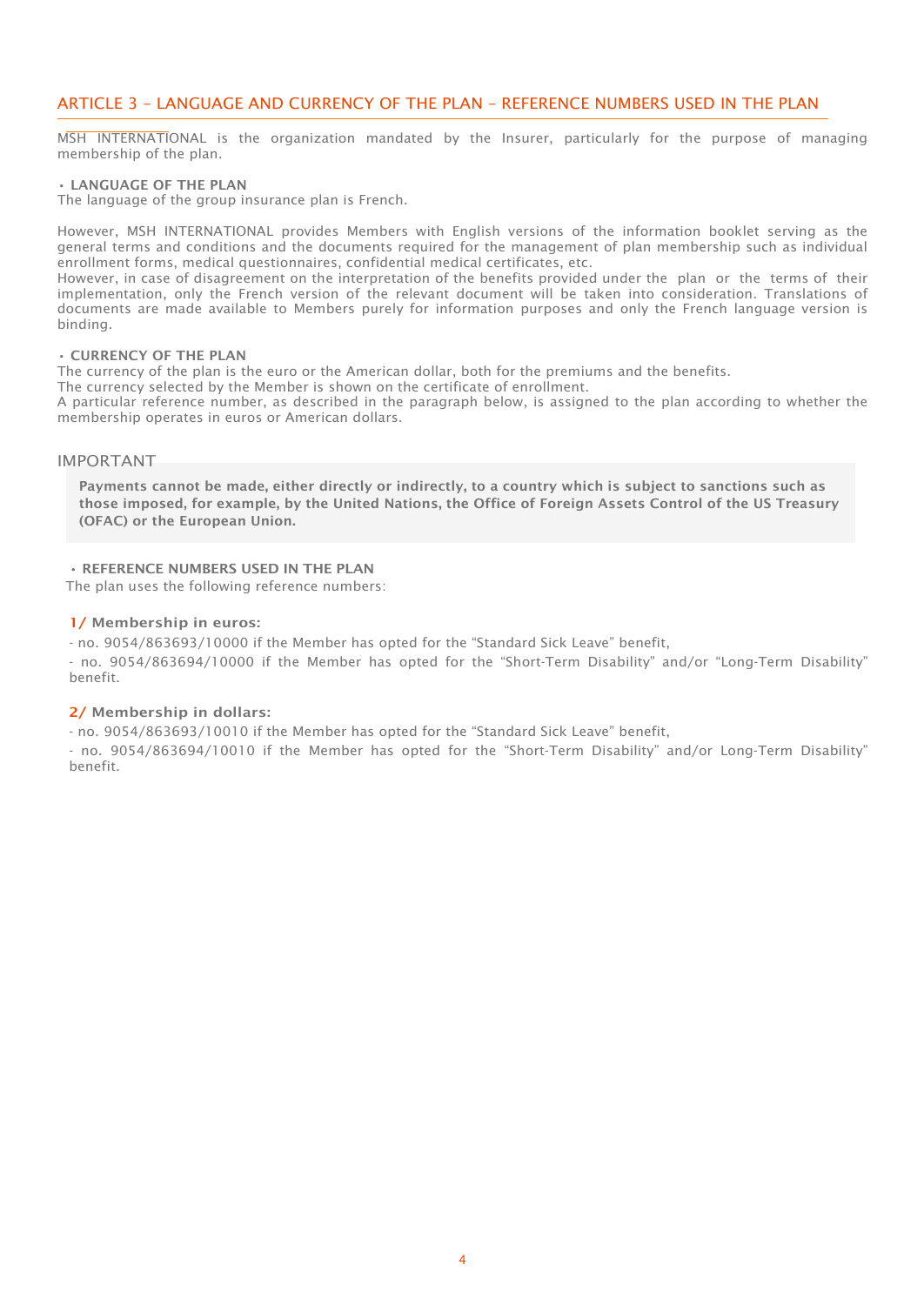## ARTICLE 3 – LANGUAGE AND CURRENCY OF THE PLAN – REFERENCE NUMBERS USED IN THE PLAN

MSH INTERNATIONAL is the organization mandated by the Insurer, particularly for the purpose of managing membership of the plan.

**• LANGUAGE OF THE PLAN**
The language of the group insurance plan is French.

However, MSH INTERNATIONAL provides Members with English versions of the information booklet serving as the general terms and conditions and the documents required for the management of plan membership such as individual enrollment forms, medical questionnaires, confidential medical certificates, etc.
However, in case of disagreement on the interpretation of the benefits provided under the plan or the terms of their implementation, only the French version of the relevant document will be taken into consideration. Translations of documents are made available to Members purely for information purposes and only the French language version is binding.

**• CURRENCY OF THE PLAN**
The currency of the plan is the euro or the American dollar, both for the premiums and the benefits.
The currency selected by the Member is shown on the certificate of enrollment.
A particular reference number, as described in the paragraph below, is assigned to the plan according to whether the membership operates in euros or American dollars.

### IMPORTANT

**Payments cannot be made, either directly or indirectly, to a country which is subject to sanctions such as those imposed, for example, by the United Nations, the Office of Foreign Assets Control of the US Treasury (OFAC) or the European Union.**

**• REFERENCE NUMBERS USED IN THE PLAN**
The plan uses the following reference numbers:

**1/ Membership in euros:**

- no. 9054/863693/10000 if the Member has opted for the "Standard Sick Leave" benefit,
- no. 9054/863694/10000 if the Member has opted for the "Short-Term Disability" and/or "Long-Term Disability" benefit.

**2/ Membership in dollars:**

- no. 9054/863693/10010 if the Member has opted for the "Standard Sick Leave" benefit,
- no. 9054/863694/10010 if the Member has opted for the "Short-Term Disability" and/or Long-Term Disability" benefit.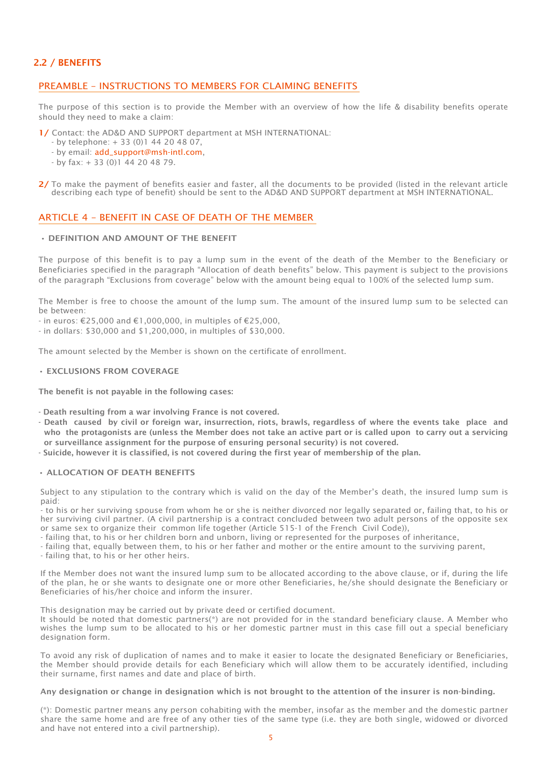## 2.2 / BENEFITS

### PREAMBLE – INSTRUCTIONS TO MEMBERS FOR CLAIMING BENEFITS

The purpose of this section is to provide the Member with an overview of how the life & disability benefits operate should they need to make a claim:

**1/** Contact: the AD&D AND SUPPORT department at MSH INTERNATIONAL:
- by telephone: + 33 (0)1 44 20 48 07,
- by email: add_support@msh-intl.com,
- by fax: + 33 (0)1 44 20 48 79.

**2/** To make the payment of benefits easier and faster, all the documents to be provided (listed in the relevant article describing each type of benefit) should be sent to the AD&D AND SUPPORT department at MSH INTERNATIONAL.

### ARTICLE 4 – BENEFIT IN CASE OF DEATH OF THE MEMBER

**• DEFINITION AND AMOUNT OF THE BENEFIT**

The purpose of this benefit is to pay a lump sum in the event of the death of the Member to the Beneficiary or Beneficiaries specified in the paragraph "Allocation of death benefits" below. This payment is subject to the provisions of the paragraph "Exclusions from coverage" below with the amount being equal to 100% of the selected lump sum.

The Member is free to choose the amount of the lump sum. The amount of the insured lump sum to be selected can be between:
- in euros: €25,000 and €1,000,000, in multiples of €25,000,
- in dollars: $30,000 and $1,200,000, in multiples of $30,000.

The amount selected by the Member is shown on the certificate of enrollment.

**• EXCLUSIONS FROM COVERAGE**

**The benefit is not payable in the following cases:**

- **Death resulting from a war involving France is not covered.**
- **Death caused by civil or foreign war, insurrection, riots, brawls, regardless of where the events take place and who the protagonists are (unless the Member does not take an active part or is called upon to carry out a servicing or surveillance assignment for the purpose of ensuring personal security) is not covered.**
- **Suicide, however it is classified, is not covered during the first year of membership of the plan.**

**• ALLOCATION OF DEATH BENEFITS**

Subject to any stipulation to the contrary which is valid on the day of the Member's death, the insured lump sum is paid:
- to his or her surviving spouse from whom he or she is neither divorced nor legally separated or, failing that, to his or her surviving civil partner. (A civil partnership is a contract concluded between two adult persons of the opposite sex or same sex to organize their common life together (Article 515-1 of the French Civil Code)),
- failing that, to his or her children born and unborn, living or represented for the purposes of inheritance,
- failing that, equally between them, to his or her father and mother or the entire amount to the surviving parent,
- failing that, to his or her other heirs.

If the Member does not want the insured lump sum to be allocated according to the above clause, or if, during the life of the plan, he or she wants to designate one or more other Beneficiaries, he/she should designate the Beneficiary or Beneficiaries of his/her choice and inform the insurer.

This designation may be carried out by private deed or certified document.
It should be noted that domestic partners(*) are not provided for in the standard beneficiary clause. A Member who wishes the lump sum to be allocated to his or her domestic partner must in this case fill out a special beneficiary designation form.

To avoid any risk of duplication of names and to make it easier to locate the designated Beneficiary or Beneficiaries, the Member should provide details for each Beneficiary which will allow them to be accurately identified, including their surname, first names and date and place of birth.

**Any designation or change in designation which is not brought to the attention of the insurer is non-binding.**

(*): Domestic partner means any person cohabiting with the member, insofar as the member and the domestic partner share the same home and are free of any other ties of the same type (i.e. they are both single, widowed or divorced and have not entered into a civil partnership).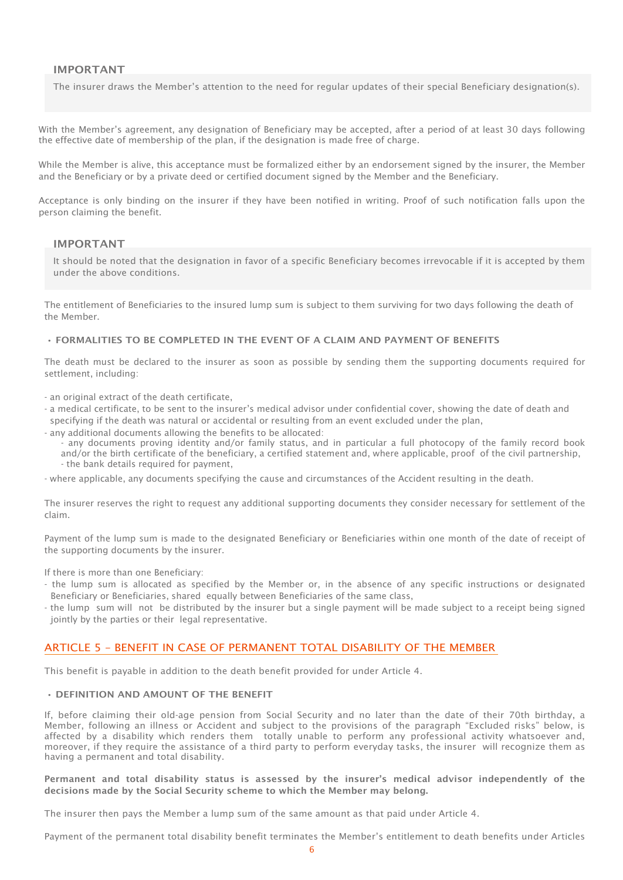**IMPORTANT**

The insurer draws the Member's attention to the need for regular updates of their special Beneficiary designation(s).

With the Member's agreement, any designation of Beneficiary may be accepted, after a period of at least 30 days following the effective date of membership of the plan, if the designation is made free of charge.

While the Member is alive, this acceptance must be formalized either by an endorsement signed by the insurer, the Member and the Beneficiary or by a private deed or certified document signed by the Member and the Beneficiary.

Acceptance is only binding on the insurer if they have been notified in writing. Proof of such notification falls upon the person claiming the benefit.

**IMPORTANT**

It should be noted that the designation in favor of a specific Beneficiary becomes irrevocable if it is accepted by them under the above conditions.

The entitlement of Beneficiaries to the insured lump sum is subject to them surviving for two days following the death of the Member.

- **FORMALITIES TO BE COMPLETED IN THE EVENT OF A CLAIM AND PAYMENT OF BENEFITS**

The death must be declared to the insurer as soon as possible by sending them the supporting documents required for settlement, including:

- an original extract of the death certificate,
- a medical certificate, to be sent to the insurer's medical advisor under confidential cover, showing the date of death and specifying if the death was natural or accidental or resulting from an event excluded under the plan,
- any additional documents allowing the benefits to be allocated:
  - any documents proving identity and/or family status, and in particular a full photocopy of the family record book and/or the birth certificate of the beneficiary, a certified statement and, where applicable, proof of the civil partnership,
  - the bank details required for payment,
- where applicable, any documents specifying the cause and circumstances of the Accident resulting in the death.

The insurer reserves the right to request any additional supporting documents they consider necessary for settlement of the claim.

Payment of the lump sum is made to the designated Beneficiary or Beneficiaries within one month of the date of receipt of the supporting documents by the insurer.

If there is more than one Beneficiary:

- the lump sum is allocated as specified by the Member or, in the absence of any specific instructions or designated Beneficiary or Beneficiaries, shared equally between Beneficiaries of the same class,
- the lump sum will not be distributed by the insurer but a single payment will be made subject to a receipt being signed jointly by the parties or their legal representative.

## ARTICLE 5 – BENEFIT IN CASE OF PERMANENT TOTAL DISABILITY OF THE MEMBER

This benefit is payable in addition to the death benefit provided for under Article 4.

- **DEFINITION AND AMOUNT OF THE BENEFIT**

If, before claiming their old-age pension from Social Security and no later than the date of their 70th birthday, a Member, following an illness or Accident and subject to the provisions of the paragraph "Excluded risks" below, is affected by a disability which renders them totally unable to perform any professional activity whatsoever and, moreover, if they require the assistance of a third party to perform everyday tasks, the insurer will recognize them as having a permanent and total disability.

**Permanent and total disability status is assessed by the insurer's medical advisor independently of the decisions made by the Social Security scheme to which the Member may belong.**

The insurer then pays the Member a lump sum of the same amount as that paid under Article 4.

Payment of the permanent total disability benefit terminates the Member's entitlement to death benefits under Articles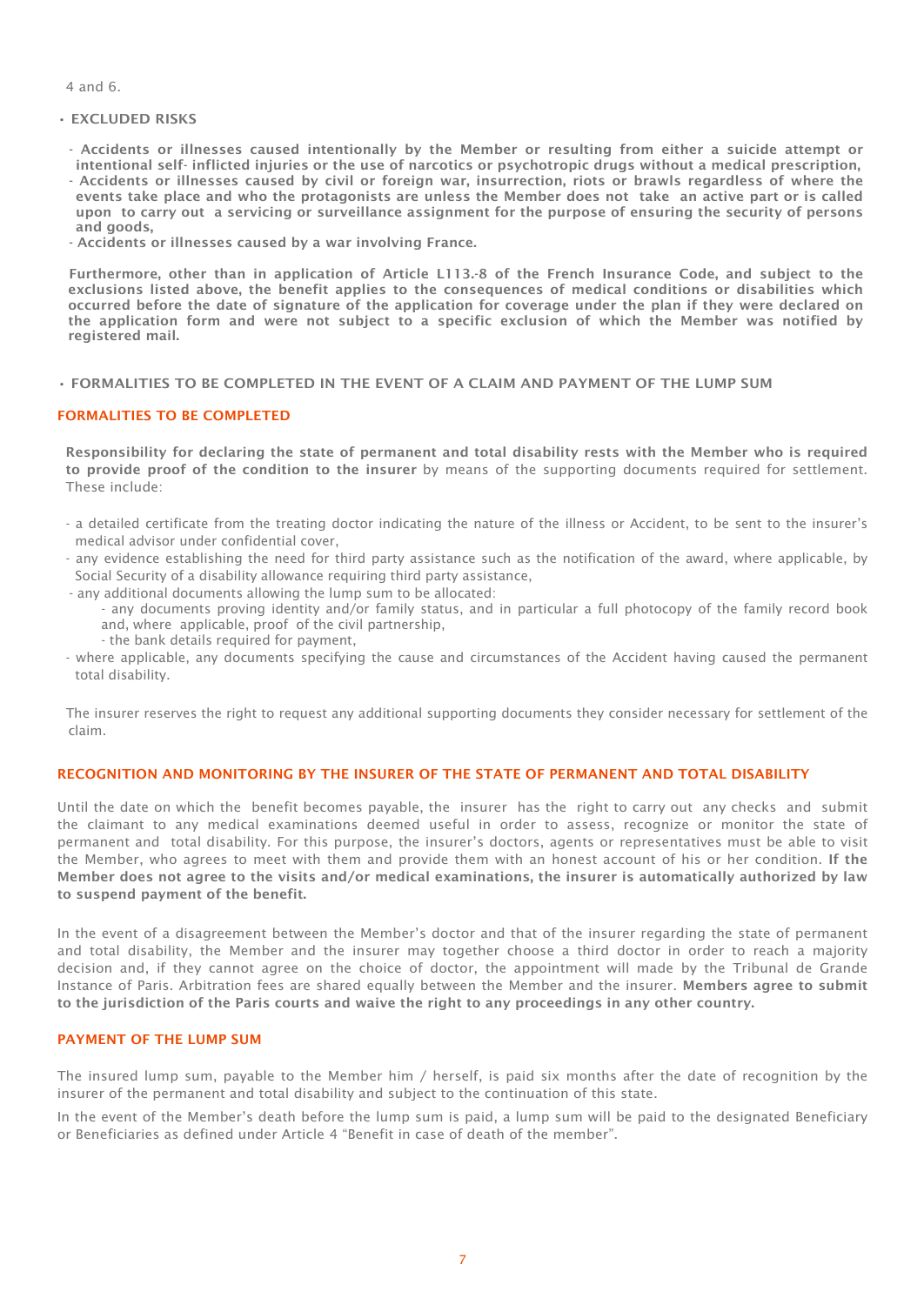4 and 6.

- **EXCLUDED RISKS**

  - **Accidents or illnesses caused intentionally by the Member or resulting from either a suicide attempt or intentional self- inflicted injuries or the use of narcotics or psychotropic drugs without a medical prescription,**
  - **Accidents or illnesses caused by civil or foreign war, insurrection, riots or brawls regardless of where the events take place and who the protagonists are unless the Member does not take an active part or is called upon to carry out a servicing or surveillance assignment for the purpose of ensuring the security of persons and goods,**
  - **Accidents or illnesses caused by a war involving France.**

  **Furthermore, other than in application of Article L113.-8 of the French Insurance Code, and subject to the exclusions listed above, the benefit applies to the consequences of medical conditions or disabilities which occurred before the date of signature of the application for coverage under the plan if they were declared on the application form and were not subject to a specific exclusion of which the Member was notified by registered mail.**

- **FORMALITIES TO BE COMPLETED IN THE EVENT OF A CLAIM AND PAYMENT OF THE LUMP SUM**

### FORMALITIES TO BE COMPLETED

**Responsibility for declaring the state of permanent and total disability rests with the Member who is required to provide proof of the condition to the insurer** by means of the supporting documents required for settlement. These include:

- a detailed certificate from the treating doctor indicating the nature of the illness or Accident, to be sent to the insurer's medical advisor under confidential cover,
- any evidence establishing the need for third party assistance such as the notification of the award, where applicable, by Social Security of a disability allowance requiring third party assistance,
- any additional documents allowing the lump sum to be allocated:
  - any documents proving identity and/or family status, and in particular a full photocopy of the family record book and, where applicable, proof of the civil partnership,
  - the bank details required for payment,
- where applicable, any documents specifying the cause and circumstances of the Accident having caused the permanent total disability.

The insurer reserves the right to request any additional supporting documents they consider necessary for settlement of the claim.

### RECOGNITION AND MONITORING BY THE INSURER OF THE STATE OF PERMANENT AND TOTAL DISABILITY

Until the date on which the benefit becomes payable, the insurer has the right to carry out any checks and submit the claimant to any medical examinations deemed useful in order to assess, recognize or monitor the state of permanent and total disability. For this purpose, the insurer's doctors, agents or representatives must be able to visit the Member, who agrees to meet with them and provide them with an honest account of his or her condition. **If the Member does not agree to the visits and/or medical examinations, the insurer is automatically authorized by law to suspend payment of the benefit.**

In the event of a disagreement between the Member's doctor and that of the insurer regarding the state of permanent and total disability, the Member and the insurer may together choose a third doctor in order to reach a majority decision and, if they cannot agree on the choice of doctor, the appointment will made by the Tribunal de Grande Instance of Paris. Arbitration fees are shared equally between the Member and the insurer. **Members agree to submit to the jurisdiction of the Paris courts and waive the right to any proceedings in any other country.**

### PAYMENT OF THE LUMP SUM

The insured lump sum, payable to the Member him / herself, is paid six months after the date of recognition by the insurer of the permanent and total disability and subject to the continuation of this state.

In the event of the Member's death before the lump sum is paid, a lump sum will be paid to the designated Beneficiary or Beneficiaries as defined under Article 4 "Benefit in case of death of the member".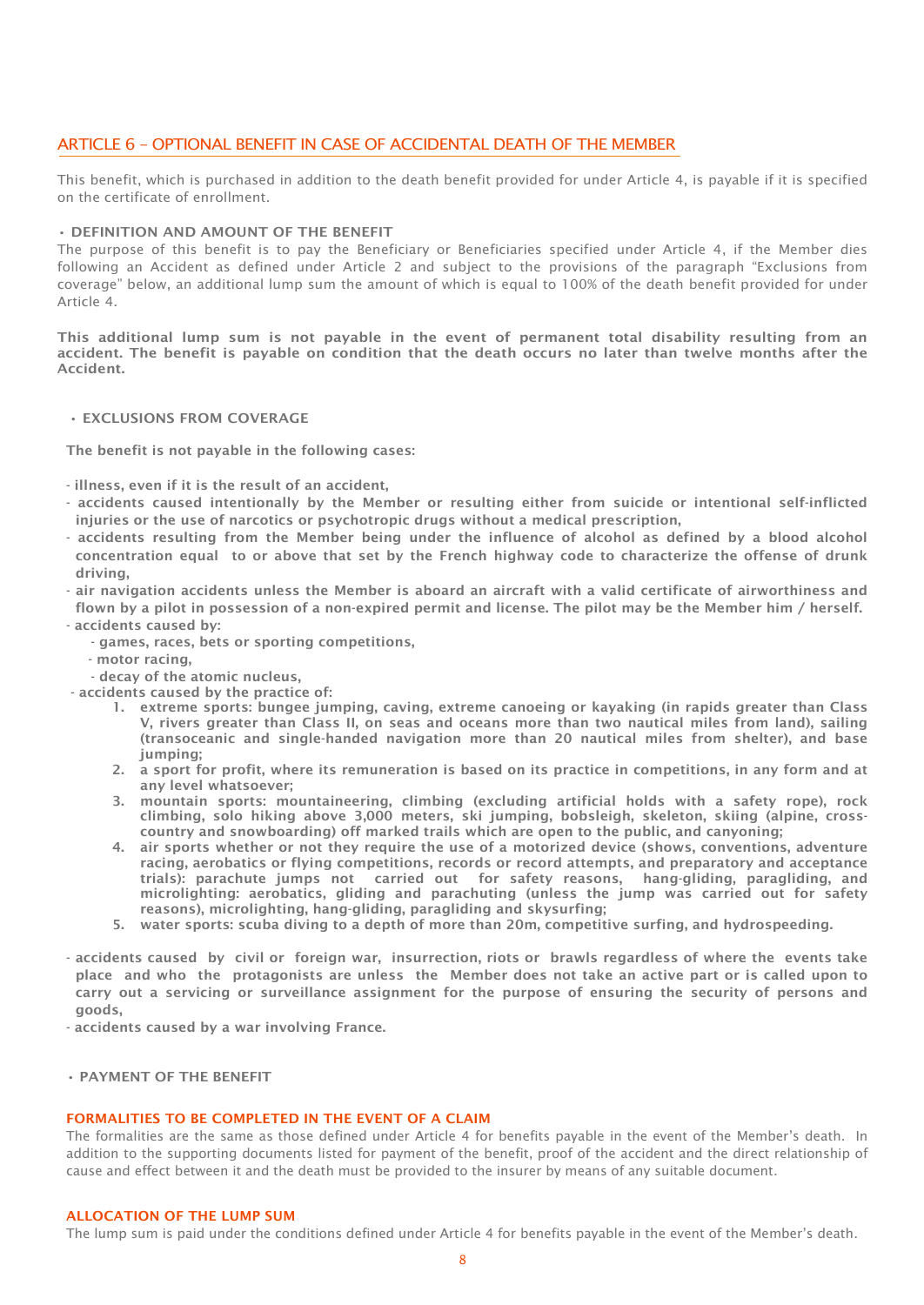## ARTICLE 6 – OPTIONAL BENEFIT IN CASE OF ACCIDENTAL DEATH OF THE MEMBER

This benefit, which is purchased in addition to the death benefit provided for under Article 4, is payable if it is specified on the certificate of enrollment.

### • DEFINITION AND AMOUNT OF THE BENEFIT

The purpose of this benefit is to pay the Beneficiary or Beneficiaries specified under Article 4, if the Member dies following an Accident as defined under Article 2 and subject to the provisions of the paragraph "Exclusions from coverage" below, an additional lump sum the amount of which is equal to 100% of the death benefit provided for under Article 4.

**This additional lump sum is not payable in the event of permanent total disability resulting from an accident. The benefit is payable on condition that the death occurs no later than twelve months after the Accident.**

### • EXCLUSIONS FROM COVERAGE

**The benefit is not payable in the following cases:**

- **illness, even if it is the result of an accident,**
- **accidents caused intentionally by the Member or resulting either from suicide or intentional self-inflicted injuries or the use of narcotics or psychotropic drugs without a medical prescription,**
- **accidents resulting from the Member being under the influence of alcohol as defined by a blood alcohol concentration equal to or above that set by the French highway code to characterize the offense of drunk driving,**
- **air navigation accidents unless the Member is aboard an aircraft with a valid certificate of airworthiness and flown by a pilot in possession of a non-expired permit and license. The pilot may be the Member him / herself.**
- **accidents caused by:**
  - **games, races, bets or sporting competitions,**
  - **motor racing,**
  - **decay of the atomic nucleus,**
- **accidents caused by the practice of:**
  1. **extreme sports: bungee jumping, caving, extreme canoeing or kayaking (in rapids greater than Class V, rivers greater than Class II, on seas and oceans more than two nautical miles from land), sailing (transoceanic and single-handed navigation more than 20 nautical miles from shelter), and base jumping;**
  2. **a sport for profit, where its remuneration is based on its practice in competitions, in any form and at any level whatsoever;**
  3. **mountain sports: mountaineering, climbing (excluding artificial holds with a safety rope), rock climbing, solo hiking above 3,000 meters, ski jumping, bobsleigh, skeleton, skiing (alpine, cross-country and snowboarding) off marked trails which are open to the public, and canyoning;**
  4. **air sports whether or not they require the use of a motorized device (shows, conventions, adventure racing, aerobatics or flying competitions, records or record attempts, and preparatory and acceptance trials): parachute jumps not carried out for safety reasons, hang-gliding, paragliding, and microlighting: aerobatics, gliding and parachuting (unless the jump was carried out for safety reasons), microlighting, hang-gliding, paragliding and skysurfing;**
  5. **water sports: scuba diving to a depth of more than 20m, competitive surfing, and hydrospeeding.**
- **accidents caused by civil or foreign war, insurrection, riots or brawls regardless of where the events take place and who the protagonists are unless the Member does not take an active part or is called upon to carry out a servicing or surveillance assignment for the purpose of ensuring the security of persons and goods,**
- **accidents caused by a war involving France.**

### • PAYMENT OF THE BENEFIT

#### FORMALITIES TO BE COMPLETED IN THE EVENT OF A CLAIM

The formalities are the same as those defined under Article 4 for benefits payable in the event of the Member's death. In addition to the supporting documents listed for payment of the benefit, proof of the accident and the direct relationship of cause and effect between it and the death must be provided to the insurer by means of any suitable document.

#### ALLOCATION OF THE LUMP SUM

The lump sum is paid under the conditions defined under Article 4 for benefits payable in the event of the Member's death.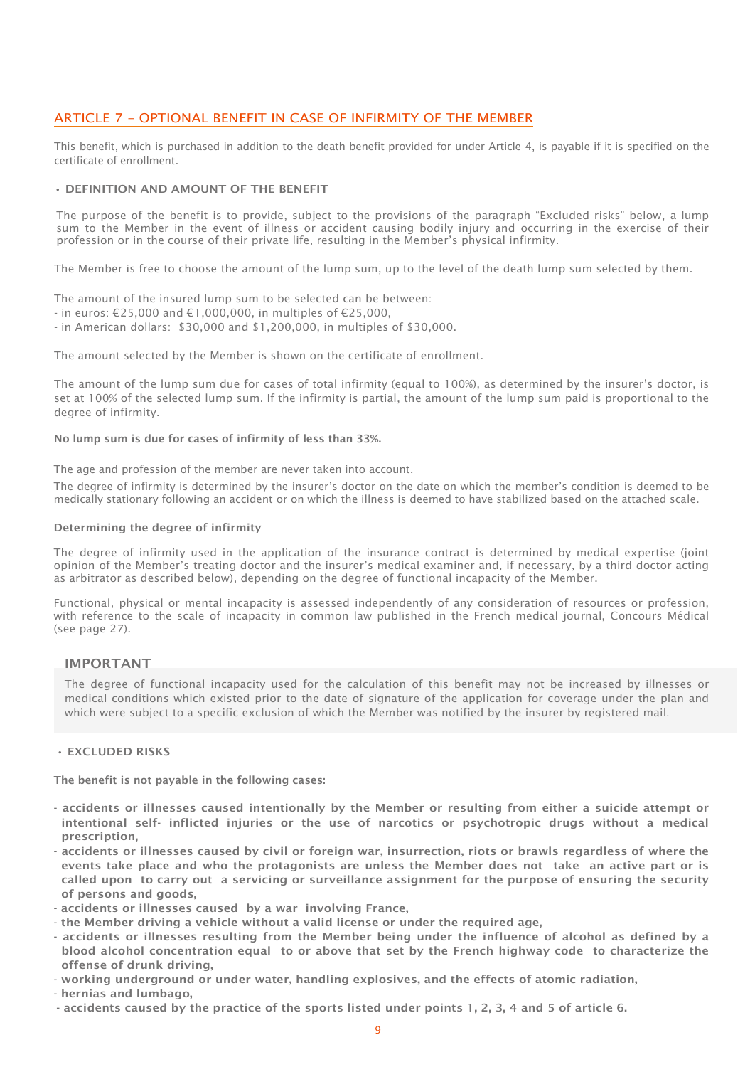## ARTICLE 7 – OPTIONAL BENEFIT IN CASE OF INFIRMITY OF THE MEMBER

This benefit, which is purchased in addition to the death benefit provided for under Article 4, is payable if it is specified on the certificate of enrollment.

### • DEFINITION AND AMOUNT OF THE BENEFIT

The purpose of the benefit is to provide, subject to the provisions of the paragraph "Excluded risks" below, a lump sum to the Member in the event of illness or accident causing bodily injury and occurring in the exercise of their profession or in the course of their private life, resulting in the Member's physical infirmity.

The Member is free to choose the amount of the lump sum, up to the level of the death lump sum selected by them.

The amount of the insured lump sum to be selected can be between:
- in euros: €25,000 and €1,000,000, in multiples of €25,000,
- in American dollars: $30,000 and $1,200,000, in multiples of $30,000.

The amount selected by the Member is shown on the certificate of enrollment.

The amount of the lump sum due for cases of total infirmity (equal to 100%), as determined by the insurer's doctor, is set at 100% of the selected lump sum. If the infirmity is partial, the amount of the lump sum paid is proportional to the degree of infirmity.

**No lump sum is due for cases of infirmity of less than 33%.**

The age and profession of the member are never taken into account.

The degree of infirmity is determined by the insurer's doctor on the date on which the member's condition is deemed to be medically stationary following an accident or on which the illness is deemed to have stabilized based on the attached scale.

**Determining the degree of infirmity**

The degree of infirmity used in the application of the insurance contract is determined by medical expertise (joint opinion of the Member's treating doctor and the insurer's medical examiner and, if necessary, by a third doctor acting as arbitrator as described below), depending on the degree of functional incapacity of the Member.

Functional, physical or mental incapacity is assessed independently of any consideration of resources or profession, with reference to the scale of incapacity in common law published in the French medical journal, Concours Médical (see page 27).

**IMPORTANT**

The degree of functional incapacity used for the calculation of this benefit may not be increased by illnesses or medical conditions which existed prior to the date of signature of the application for coverage under the plan and which were subject to a specific exclusion of which the Member was notified by the insurer by registered mail.

### • EXCLUDED RISKS

**The benefit is not payable in the following cases:**

- **accidents or illnesses caused intentionally by the Member or resulting from either a suicide attempt or intentional self- inflicted injuries or the use of narcotics or psychotropic drugs without a medical prescription,**
- **accidents or illnesses caused by civil or foreign war, insurrection, riots or brawls regardless of where the events take place and who the protagonists are unless the Member does not take an active part or is called upon to carry out a servicing or surveillance assignment for the purpose of ensuring the security of persons and goods,**
- **accidents or illnesses caused by a war involving France,**
- **the Member driving a vehicle without a valid license or under the required age,**
- **accidents or illnesses resulting from the Member being under the influence of alcohol as defined by a blood alcohol concentration equal to or above that set by the French highway code to characterize the offense of drunk driving,**
- **working underground or under water, handling explosives, and the effects of atomic radiation,**
- **hernias and lumbago,**
- **accidents caused by the practice of the sports listed under points 1, 2, 3, 4 and 5 of article 6.**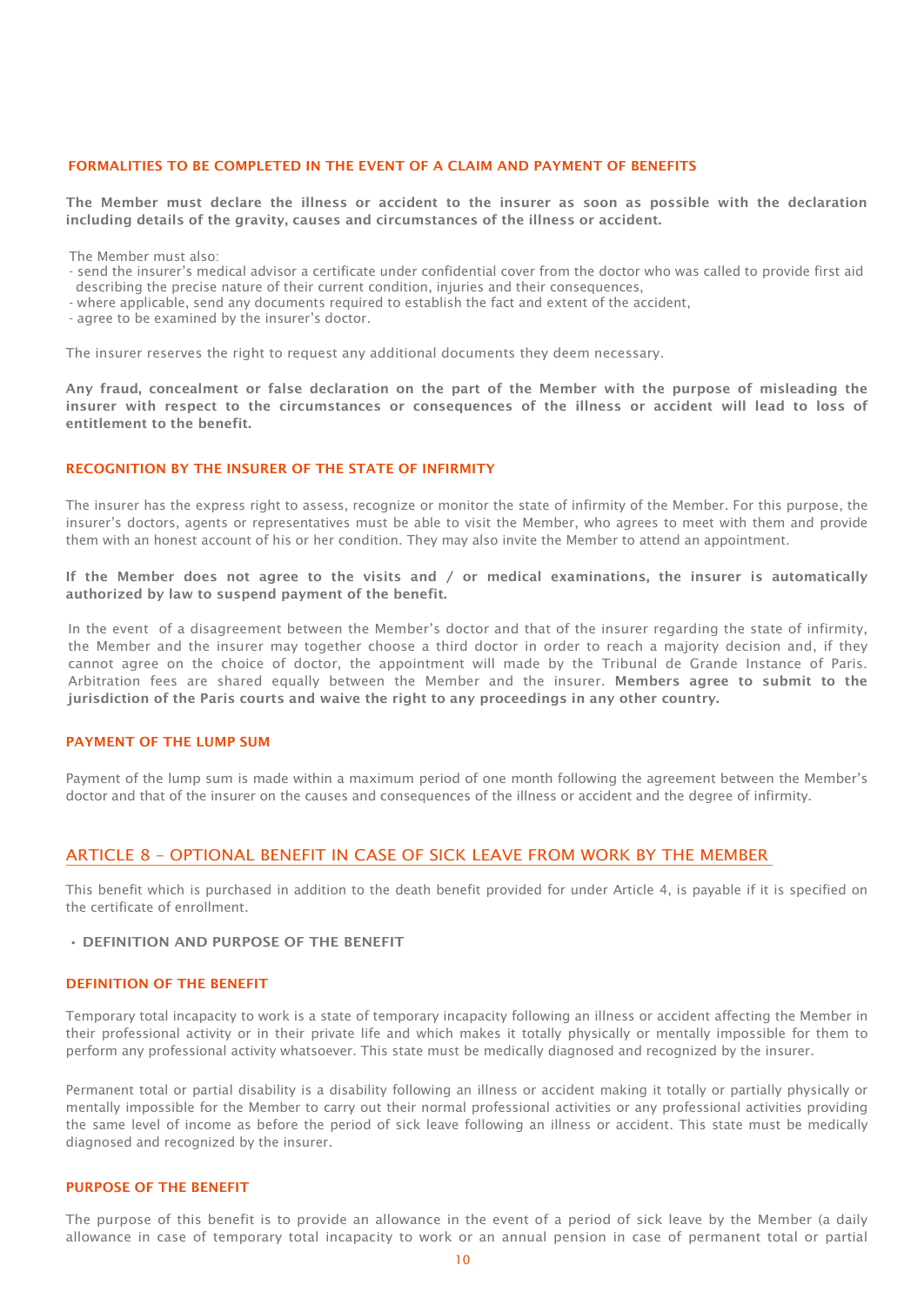### FORMALITIES TO BE COMPLETED IN THE EVENT OF A CLAIM AND PAYMENT OF BENEFITS

**The Member must declare the illness or accident to the insurer as soon as possible with the declaration including details of the gravity, causes and circumstances of the illness or accident.**

The Member must also:

- send the insurer's medical advisor a certificate under confidential cover from the doctor who was called to provide first aid describing the precise nature of their current condition, injuries and their consequences,
- where applicable, send any documents required to establish the fact and extent of the accident,
- agree to be examined by the insurer's doctor.

The insurer reserves the right to request any additional documents they deem necessary.

**Any fraud, concealment or false declaration on the part of the Member with the purpose of misleading the insurer with respect to the circumstances or consequences of the illness or accident will lead to loss of entitlement to the benefit.**

### RECOGNITION BY THE INSURER OF THE STATE OF INFIRMITY

The insurer has the express right to assess, recognize or monitor the state of infirmity of the Member. For this purpose, the insurer's doctors, agents or representatives must be able to visit the Member, who agrees to meet with them and provide them with an honest account of his or her condition. They may also invite the Member to attend an appointment.

**If the Member does not agree to the visits and / or medical examinations, the insurer is automatically authorized by law to suspend payment of the benefit.**

In the event of a disagreement between the Member's doctor and that of the insurer regarding the state of infirmity, the Member and the insurer may together choose a third doctor in order to reach a majority decision and, if they cannot agree on the choice of doctor, the appointment will made by the Tribunal de Grande Instance of Paris. Arbitration fees are shared equally between the Member and the insurer. **Members agree to submit to the jurisdiction of the Paris courts and waive the right to any proceedings in any other country.**

### PAYMENT OF THE LUMP SUM

Payment of the lump sum is made within a maximum period of one month following the agreement between the Member's doctor and that of the insurer on the causes and consequences of the illness or accident and the degree of infirmity.

## ARTICLE 8 – OPTIONAL BENEFIT IN CASE OF SICK LEAVE FROM WORK BY THE MEMBER

This benefit which is purchased in addition to the death benefit provided for under Article 4, is payable if it is specified on the certificate of enrollment.

- **DEFINITION AND PURPOSE OF THE BENEFIT**

### DEFINITION OF THE BENEFIT

Temporary total incapacity to work is a state of temporary incapacity following an illness or accident affecting the Member in their professional activity or in their private life and which makes it totally physically or mentally impossible for them to perform any professional activity whatsoever. This state must be medically diagnosed and recognized by the insurer.

Permanent total or partial disability is a disability following an illness or accident making it totally or partially physically or mentally impossible for the Member to carry out their normal professional activities or any professional activities providing the same level of income as before the period of sick leave following an illness or accident. This state must be medically diagnosed and recognized by the insurer.

### PURPOSE OF THE BENEFIT

The purpose of this benefit is to provide an allowance in the event of a period of sick leave by the Member (a daily allowance in case of temporary total incapacity to work or an annual pension in case of permanent total or partial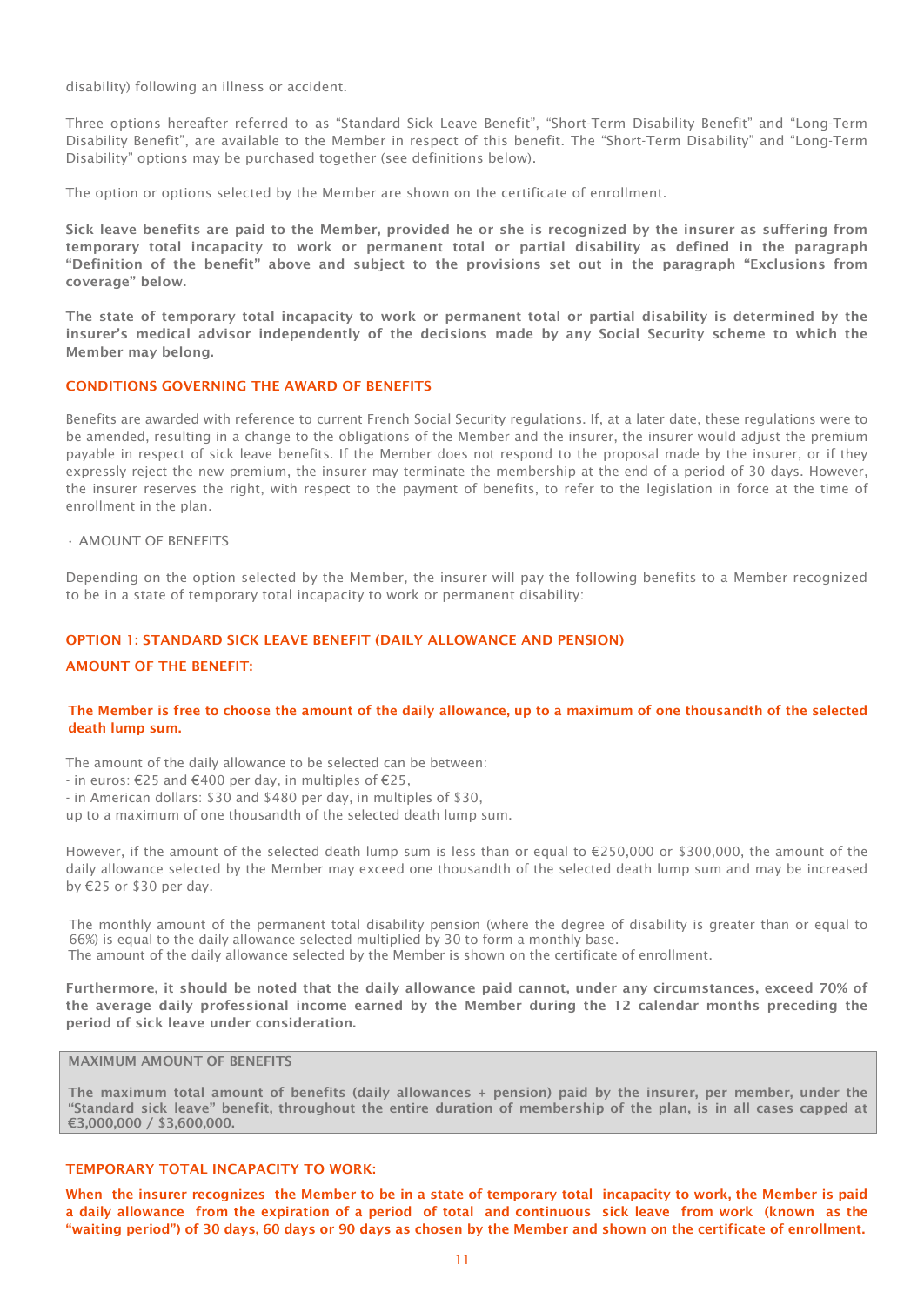disability) following an illness or accident.

Three options hereafter referred to as “Standard Sick Leave Benefit”, “Short-Term Disability Benefit” and “Long-Term Disability Benefit”, are available to the Member in respect of this benefit. The “Short-Term Disability” and “Long-Term Disability” options may be purchased together (see definitions below).

The option or options selected by the Member are shown on the certificate of enrollment.

**Sick leave benefits are paid to the Member, provided he or she is recognized by the insurer as suffering from temporary total incapacity to work or permanent total or partial disability as defined in the paragraph “Definition of the benefit” above and subject to the provisions set out in the paragraph “Exclusions from coverage” below.**

**The state of temporary total incapacity to work or permanent total or partial disability is determined by the insurer’s medical advisor independently of the decisions made by any Social Security scheme to which the Member may belong.**

### CONDITIONS GOVERNING THE AWARD OF BENEFITS

Benefits are awarded with reference to current French Social Security regulations. If, at a later date, these regulations were to be amended, resulting in a change to the obligations of the Member and the insurer, the insurer would adjust the premium payable in respect of sick leave benefits. If the Member does not respond to the proposal made by the insurer, or if they expressly reject the new premium, the insurer may terminate the membership at the end of a period of 30 days. However, the insurer reserves the right, with respect to the payment of benefits, to refer to the legislation in force at the time of enrollment in the plan.

- AMOUNT OF BENEFITS

Depending on the option selected by the Member, the insurer will pay the following benefits to a Member recognized to be in a state of temporary total incapacity to work or permanent disability:

### OPTION 1: STANDARD SICK LEAVE BENEFIT (DAILY ALLOWANCE AND PENSION)

#### AMOUNT OF THE BENEFIT:

**The Member is free to choose the amount of the daily allowance, up to a maximum of one thousandth of the selected death lump sum.**

The amount of the daily allowance to be selected can be between:
- in euros: €25 and €400 per day, in multiples of €25,
- in American dollars: $30 and $480 per day, in multiples of $30,

up to a maximum of one thousandth of the selected death lump sum.

However, if the amount of the selected death lump sum is less than or equal to €250,000 or $300,000, the amount of the daily allowance selected by the Member may exceed one thousandth of the selected death lump sum and may be increased by €25 or $30 per day.

The monthly amount of the permanent total disability pension (where the degree of disability is greater than or equal to 66%) is equal to the daily allowance selected multiplied by 30 to form a monthly base.
The amount of the daily allowance selected by the Member is shown on the certificate of enrollment.

**Furthermore, it should be noted that the daily allowance paid cannot, under any circumstances, exceed 70% of the average daily professional income earned by the Member during the 12 calendar months preceding the period of sick leave under consideration.**

| MAXIMUM AMOUNT OF BENEFITS |
| --- |
| **The maximum total amount of benefits (daily allowances + pension) paid by the insurer, per member, under the “Standard sick leave” benefit, throughout the entire duration of membership of the plan, is in all cases capped at €3,000,000 / $3,600,000.** |

### TEMPORARY TOTAL INCAPACITY TO WORK:

**When the insurer recognizes the Member to be in a state of temporary total incapacity to work, the Member is paid a daily allowance from the expiration of a period of total and continuous sick leave from work (known as the “waiting period”) of 30 days, 60 days or 90 days as chosen by the Member and shown on the certificate of enrollment.**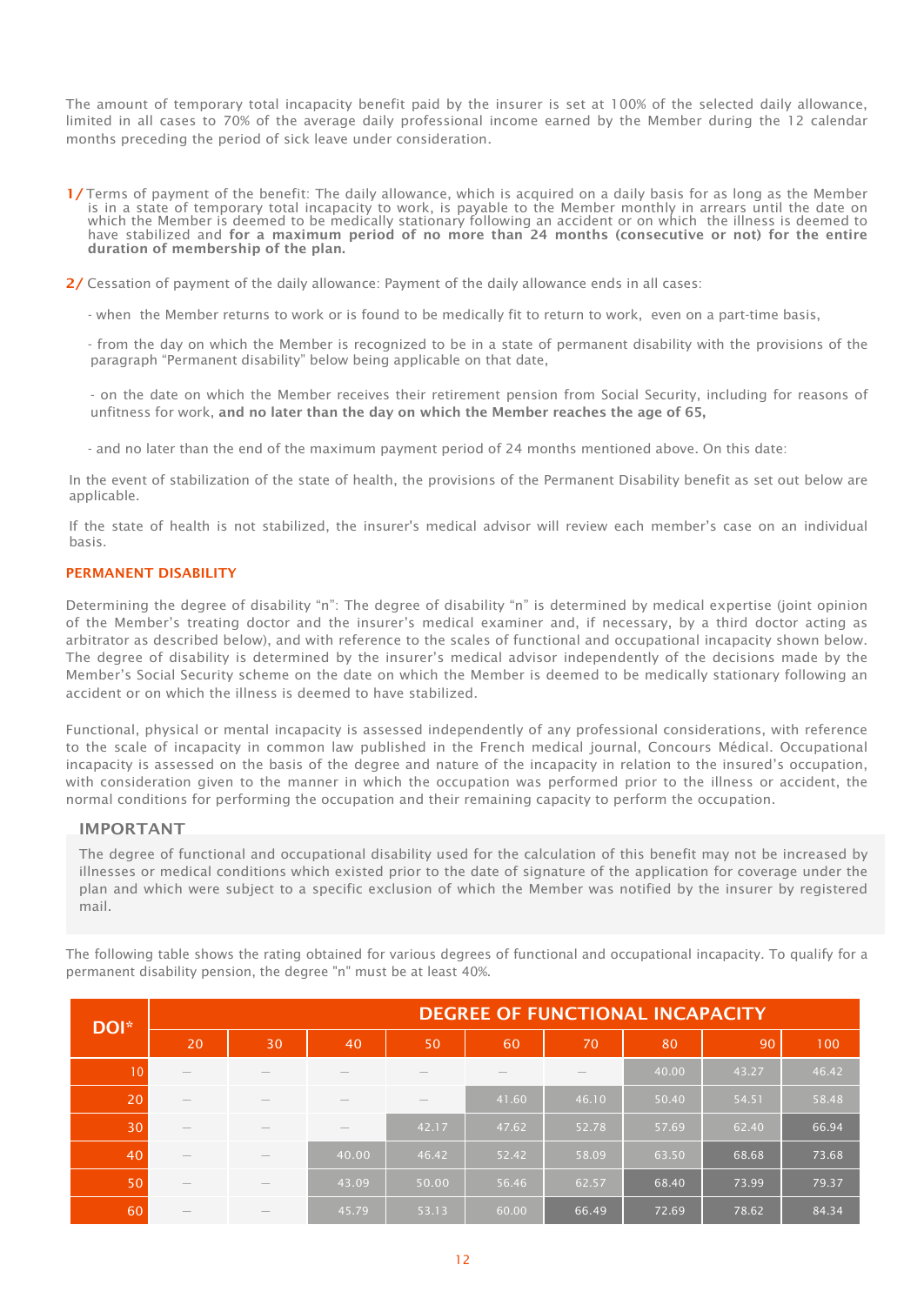The amount of temporary total incapacity benefit paid by the insurer is set at 100% of the selected daily allowance, limited in all cases to 70% of the average daily professional income earned by the Member during the 12 calendar months preceding the period of sick leave under consideration.

**1/** Terms of payment of the benefit: The daily allowance, which is acquired on a daily basis for as long as the Member is in a state of temporary total incapacity to work, is payable to the Member monthly in arrears until the date on which the Member is deemed to be medically stationary following an accident or on which the illness is deemed to have stabilized and **for a maximum period of no more than 24 months (consecutive or not) for the entire duration of membership of the plan.**

**2/** Cessation of payment of the daily allowance: Payment of the daily allowance ends in all cases:

- when the Member returns to work or is found to be medically fit to return to work, even on a part-time basis,
- from the day on which the Member is recognized to be in a state of permanent disability with the provisions of the paragraph "Permanent disability" below being applicable on that date,
- on the date on which the Member receives their retirement pension from Social Security, including for reasons of unfitness for work, **and no later than the day on which the Member reaches the age of 65,**
- and no later than the end of the maximum payment period of 24 months mentioned above. On this date:

In the event of stabilization of the state of health, the provisions of the Permanent Disability benefit as set out below are applicable.

If the state of health is not stabilized, the insurer's medical advisor will review each member's case on an individual basis.

## PERMANENT DISABILITY

Determining the degree of disability "n": The degree of disability "n" is determined by medical expertise (joint opinion of the Member's treating doctor and the insurer's medical examiner and, if necessary, by a third doctor acting as arbitrator as described below), and with reference to the scales of functional and occupational incapacity shown below. The degree of disability is determined by the insurer's medical advisor independently of the decisions made by the Member's Social Security scheme on the date on which the Member is deemed to be medically stationary following an accident or on which the illness is deemed to have stabilized.

Functional, physical or mental incapacity is assessed independently of any professional considerations, with reference to the scale of incapacity in common law published in the French medical journal, Concours Médical. Occupational incapacity is assessed on the basis of the degree and nature of the incapacity in relation to the insured's occupation, with consideration given to the manner in which the occupation was performed prior to the illness or accident, the normal conditions for performing the occupation and their remaining capacity to perform the occupation.

### IMPORTANT

The degree of functional and occupational disability used for the calculation of this benefit may not be increased by illnesses or medical conditions which existed prior to the date of signature of the application for coverage under the plan and which were subject to a specific exclusion of which the Member was notified by the insurer by registered mail.

The following table shows the rating obtained for various degrees of functional and occupational incapacity. To qualify for a permanent disability pension, the degree "n" must be at least 40%.

| DOI* | DEGREE OF FUNCTIONAL INCAPACITY | | | | | | | | |
|---|---|---|---|---|---|---|---|---|---|
| | 20 | 30 | 40 | 50 | 60 | 70 | 80 | 90 | 100 |
| 10 | – | – | – | – | – | – | 40.00 | 43.27 | 46.42 |
| 20 | – | – | – | – | 41.60 | 46.10 | 50.40 | 54.51 | 58.48 |
| 30 | – | – | – | 42.17 | 47.62 | 52.78 | 57.69 | 62.40 | 66.94 |
| 40 | – | – | 40.00 | 46.42 | 52.42 | 58.09 | 63.50 | 68.68 | 73.68 |
| 50 | – | – | 43.09 | 50.00 | 56.46 | 62.57 | 68.40 | 73.99 | 79.37 |
| 60 | – | – | 45.79 | 53.13 | 60.00 | 66.49 | 72.69 | 78.62 | 84.34 |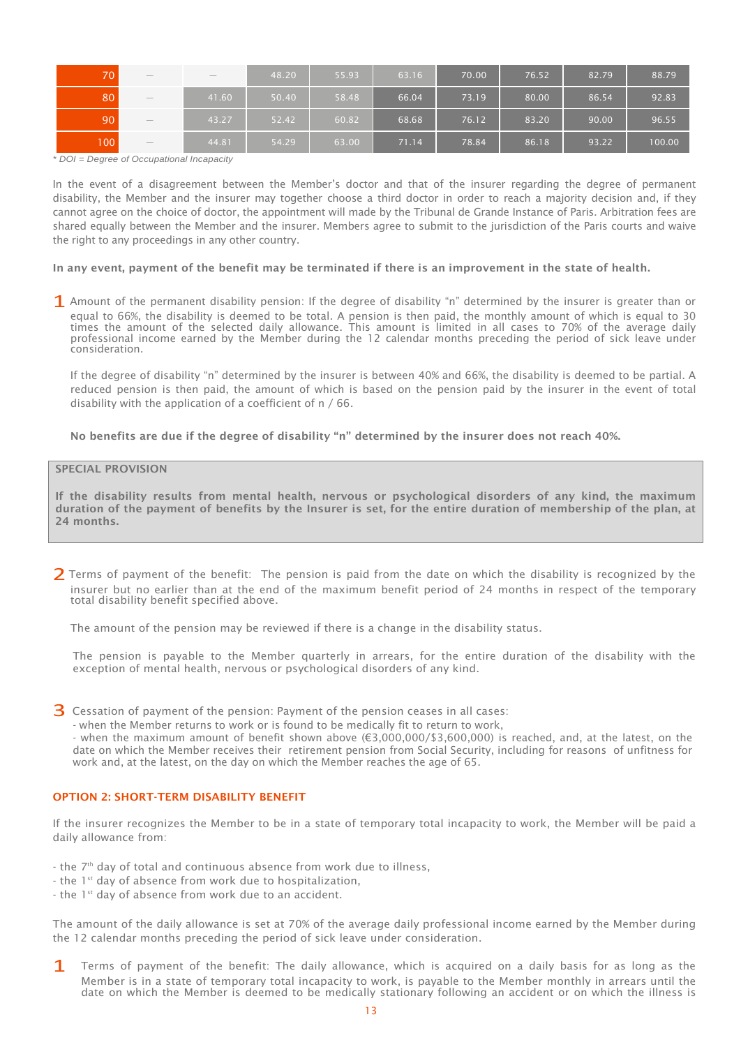| 70 | — | — | 48.20 | 55.93 | 63.16 | 70.00 | 76.52 | 82.79 | 88.79 |
|---|---|---|---|---|---|---|---|---|---|
| 80 | — | 41.60 | 50.40 | 58.48 | 66.04 | 73.19 | 80.00 | 86.54 | 92.83 |
| 90 | — | 43.27 | 52.42 | 60.82 | 68.68 | 76.12 | 83.20 | 90.00 | 96.55 |
| 100 | — | 44.81 | 54.29 | 63.00 | 71.14 | 78.84 | 86.18 | 93.22 | 100.00 |

*\* DOI = Degree of Occupational Incapacity*

In the event of a disagreement between the Member's doctor and that of the insurer regarding the degree of permanent disability, the Member and the insurer may together choose a third doctor in order to reach a majority decision and, if they cannot agree on the choice of doctor, the appointment will made by the Tribunal de Grande Instance of Paris. Arbitration fees are shared equally between the Member and the insurer. Members agree to submit to the jurisdiction of the Paris courts and waive the right to any proceedings in any other country.

**In any event, payment of the benefit may be terminated if there is an improvement in the state of health.**

1 Amount of the permanent disability pension: If the degree of disability "n" determined by the insurer is greater than or equal to 66%, the disability is deemed to be total. A pension is then paid, the monthly amount of which is equal to 30 times the amount of the selected daily allowance. This amount is limited in all cases to 70% of the average daily professional income earned by the Member during the 12 calendar months preceding the period of sick leave under consideration.

If the degree of disability "n" determined by the insurer is between 40% and 66%, the disability is deemed to be partial. A reduced pension is then paid, the amount of which is based on the pension paid by the insurer in the event of total disability with the application of a coefficient of n / 66.

**No benefits are due if the degree of disability "n" determined by the insurer does not reach 40%.**

**SPECIAL PROVISION**

**If the disability results from mental health, nervous or psychological disorders of any kind, the maximum duration of the payment of benefits by the Insurer is set, for the entire duration of membership of the plan, at 24 months.**

2 Terms of payment of the benefit: The pension is paid from the date on which the disability is recognized by the insurer but no earlier than at the end of the maximum benefit period of 24 months in respect of the temporary total disability benefit specified above.

The amount of the pension may be reviewed if there is a change in the disability status.

The pension is payable to the Member quarterly in arrears, for the entire duration of the disability with the exception of mental health, nervous or psychological disorders of any kind.

3 Cessation of payment of the pension: Payment of the pension ceases in all cases:
- when the Member returns to work or is found to be medically fit to return to work,
- when the maximum amount of benefit shown above (€3,000,000/$3,600,000) is reached, and, at the latest, on the date on which the Member receives their retirement pension from Social Security, including for reasons of unfitness for work and, at the latest, on the day on which the Member reaches the age of 65.

## OPTION 2: SHORT-TERM DISABILITY BENEFIT

If the insurer recognizes the Member to be in a state of temporary total incapacity to work, the Member will be paid a daily allowance from:

- the 7th day of total and continuous absence from work due to illness,
- the 1st day of absence from work due to hospitalization,
- the 1st day of absence from work due to an accident.

The amount of the daily allowance is set at 70% of the average daily professional income earned by the Member during the 12 calendar months preceding the period of sick leave under consideration.

1 Terms of payment of the benefit: The daily allowance, which is acquired on a daily basis for as long as the Member is in a state of temporary total incapacity to work, is payable to the Member monthly in arrears until the date on which the Member is deemed to be medically stationary following an accident or on which the illness is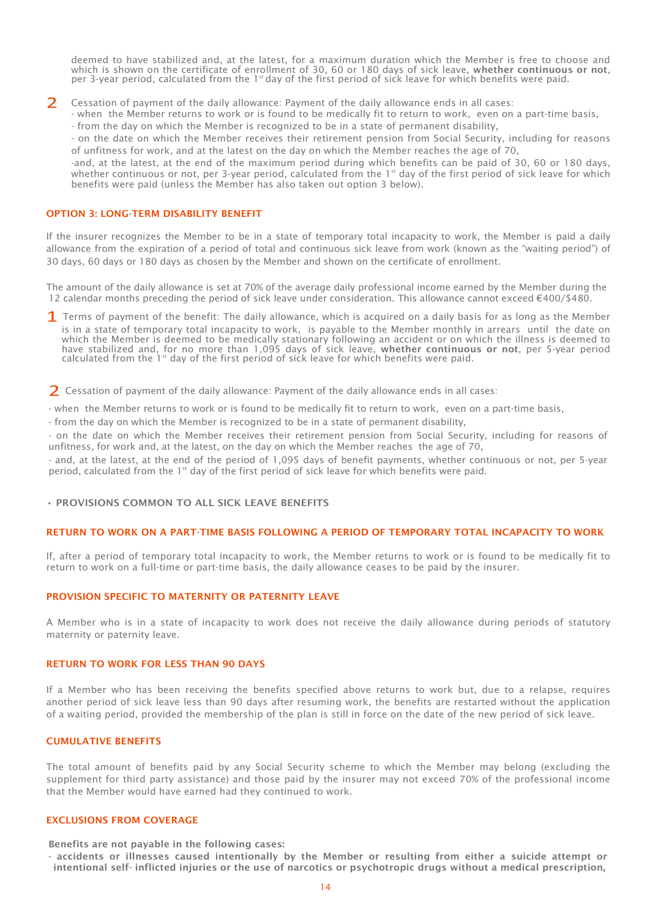deemed to have stabilized and, at the latest, for a maximum duration which the Member is free to choose and which is shown on the certificate of enrollment of 30, 60 or 180 days of sick leave, **whether continuous or not**, per 3-year period, calculated from the 1st day of the first period of sick leave for which benefits were paid.

**2** Cessation of payment of the daily allowance: Payment of the daily allowance ends in all cases:

- when the Member returns to work or is found to be medically fit to return to work, even on a part-time basis,
- from the day on which the Member is recognized to be in a state of permanent disability,
- on the date on which the Member receives their retirement pension from Social Security, including for reasons of unfitness for work, and at the latest on the day on which the Member reaches the age of 70,
- and, at the latest, at the end of the maximum period during which benefits can be paid of 30, 60 or 180 days, whether continuous or not, per 3-year period, calculated from the 1st day of the first period of sick leave for which benefits were paid (unless the Member has also taken out option 3 below).

### OPTION 3: LONG-TERM DISABILITY BENEFIT

If the insurer recognizes the Member to be in a state of temporary total incapacity to work, the Member is paid a daily allowance from the expiration of a period of total and continuous sick leave from work (known as the "waiting period") of 30 days, 60 days or 180 days as chosen by the Member and shown on the certificate of enrollment.

The amount of the daily allowance is set at 70% of the average daily professional income earned by the Member during the 12 calendar months preceding the period of sick leave under consideration. This allowance cannot exceed €400/$480.

**1** Terms of payment of the benefit: The daily allowance, which is acquired on a daily basis for as long as the Member is in a state of temporary total incapacity to work, is payable to the Member monthly in arrears until the date on which the Member is deemed to be medically stationary following an accident or on which the illness is deemed to have stabilized and, for no more than 1,095 days of sick leave, **whether continuous or not**, per 5-year period calculated from the 1st day of the first period of sick leave for which benefits were paid.

**2** Cessation of payment of the daily allowance: Payment of the daily allowance ends in all cases:

- when the Member returns to work or is found to be medically fit to return to work, even on a part-time basis,
- from the day on which the Member is recognized to be in a state of permanent disability,
- on the date on which the Member receives their retirement pension from Social Security, including for reasons of unfitness, for work and, at the latest, on the day on which the Member reaches the age of 70,
- and, at the latest, at the end of the period of 1,095 days of benefit payments, whether continuous or not, per 5-year period, calculated from the 1st day of the first period of sick leave for which benefits were paid.

## • PROVISIONS COMMON TO ALL SICK LEAVE BENEFITS

### RETURN TO WORK ON A PART-TIME BASIS FOLLOWING A PERIOD OF TEMPORARY TOTAL INCAPACITY TO WORK

If, after a period of temporary total incapacity to work, the Member returns to work or is found to be medically fit to return to work on a full-time or part-time basis, the daily allowance ceases to be paid by the insurer.

### PROVISION SPECIFIC TO MATERNITY OR PATERNITY LEAVE

A Member who is in a state of incapacity to work does not receive the daily allowance during periods of statutory maternity or paternity leave.

### RETURN TO WORK FOR LESS THAN 90 DAYS

If a Member who has been receiving the benefits specified above returns to work but, due to a relapse, requires another period of sick leave less than 90 days after resuming work, the benefits are restarted without the application of a waiting period, provided the membership of the plan is still in force on the date of the new period of sick leave.

### CUMULATIVE BENEFITS

The total amount of benefits paid by any Social Security scheme to which the Member may belong (excluding the supplement for third party assistance) and those paid by the insurer may not exceed 70% of the professional income that the Member would have earned had they continued to work.

### EXCLUSIONS FROM COVERAGE

**Benefits are not payable in the following cases:**

- **accidents or illnesses caused intentionally by the Member or resulting from either a suicide attempt or intentional self- inflicted injuries or the use of narcotics or psychotropic drugs without a medical prescription,**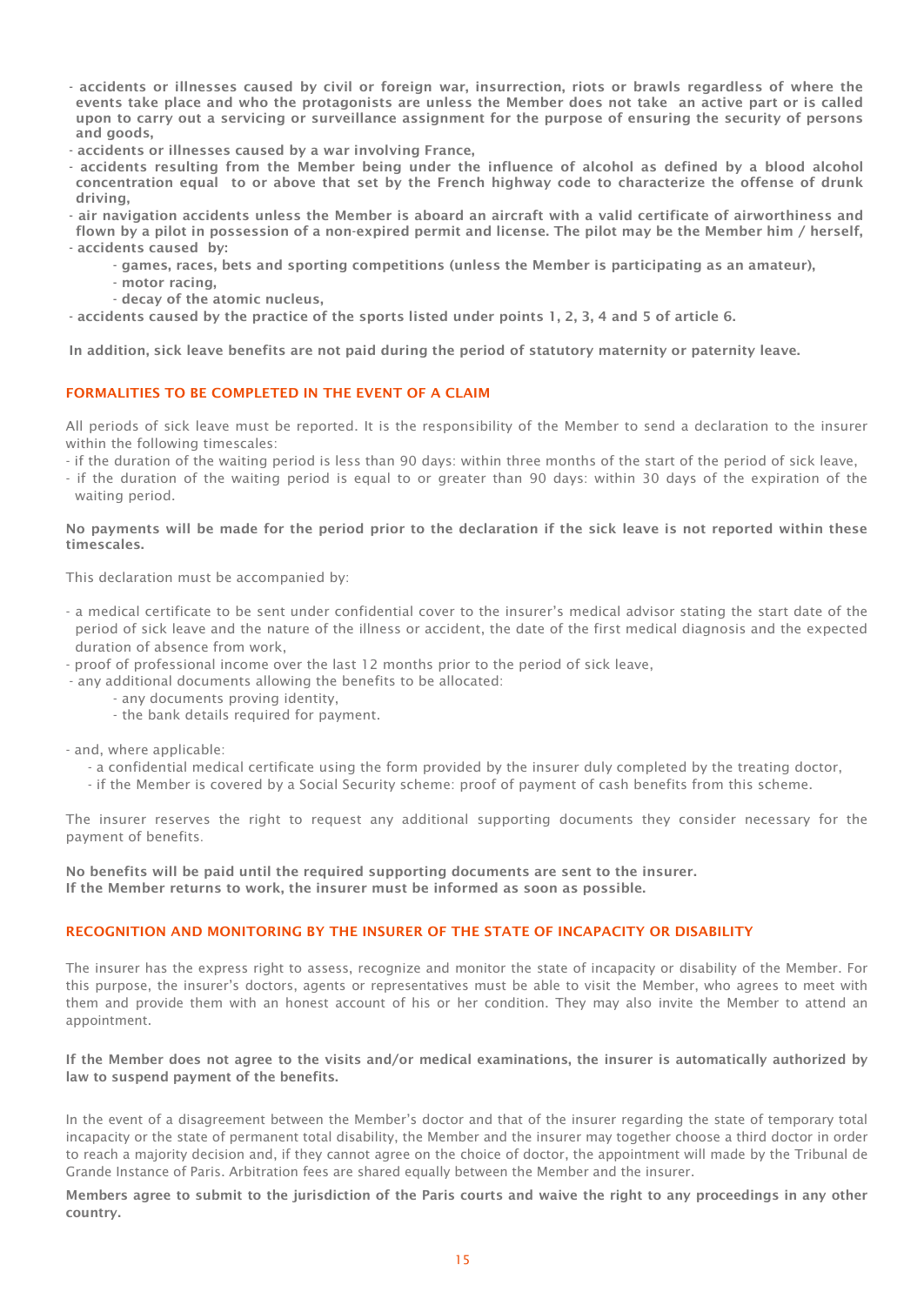- **accidents or illnesses caused by civil or foreign war, insurrection, riots or brawls regardless of where the events take place and who the protagonists are unless the Member does not take an active part or is called upon to carry out a servicing or surveillance assignment for the purpose of ensuring the security of persons and goods,**
- **accidents or illnesses caused by a war involving France,**
- **accidents resulting from the Member being under the influence of alcohol as defined by a blood alcohol concentration equal to or above that set by the French highway code to characterize the offense of drunk driving,**
- **air navigation accidents unless the Member is aboard an aircraft with a valid certificate of airworthiness and flown by a pilot in possession of a non-expired permit and license. The pilot may be the Member him / herself,**
- **accidents caused by:**
  - **games, races, bets and sporting competitions (unless the Member is participating as an amateur),**
  - **motor racing,**
  - **decay of the atomic nucleus,**
- **accidents caused by the practice of the sports listed under points 1, 2, 3, 4 and 5 of article 6.**

**In addition, sick leave benefits are not paid during the period of statutory maternity or paternity leave.**

## FORMALITIES TO BE COMPLETED IN THE EVENT OF A CLAIM

All periods of sick leave must be reported. It is the responsibility of the Member to send a declaration to the insurer within the following timescales:

- if the duration of the waiting period is less than 90 days: within three months of the start of the period of sick leave,
- if the duration of the waiting period is equal to or greater than 90 days: within 30 days of the expiration of the waiting period.

**No payments will be made for the period prior to the declaration if the sick leave is not reported within these timescales.**

This declaration must be accompanied by:

- a medical certificate to be sent under confidential cover to the insurer's medical advisor stating the start date of the period of sick leave and the nature of the illness or accident, the date of the first medical diagnosis and the expected duration of absence from work,
- proof of professional income over the last 12 months prior to the period of sick leave,
- any additional documents allowing the benefits to be allocated:
  - any documents proving identity,
  - the bank details required for payment.

- and, where applicable:
  - a confidential medical certificate using the form provided by the insurer duly completed by the treating doctor,
  - if the Member is covered by a Social Security scheme: proof of payment of cash benefits from this scheme.

The insurer reserves the right to request any additional supporting documents they consider necessary for the payment of benefits.

**No benefits will be paid until the required supporting documents are sent to the insurer.**
**If the Member returns to work, the insurer must be informed as soon as possible.**

## RECOGNITION AND MONITORING BY THE INSURER OF THE STATE OF INCAPACITY OR DISABILITY

The insurer has the express right to assess, recognize and monitor the state of incapacity or disability of the Member. For this purpose, the insurer's doctors, agents or representatives must be able to visit the Member, who agrees to meet with them and provide them with an honest account of his or her condition. They may also invite the Member to attend an appointment.

**If the Member does not agree to the visits and/or medical examinations, the insurer is automatically authorized by law to suspend payment of the benefits.**

In the event of a disagreement between the Member's doctor and that of the insurer regarding the state of temporary total incapacity or the state of permanent total disability, the Member and the insurer may together choose a third doctor in order to reach a majority decision and, if they cannot agree on the choice of doctor, the appointment will made by the Tribunal de Grande Instance of Paris. Arbitration fees are shared equally between the Member and the insurer.

**Members agree to submit to the jurisdiction of the Paris courts and waive the right to any proceedings in any other country.**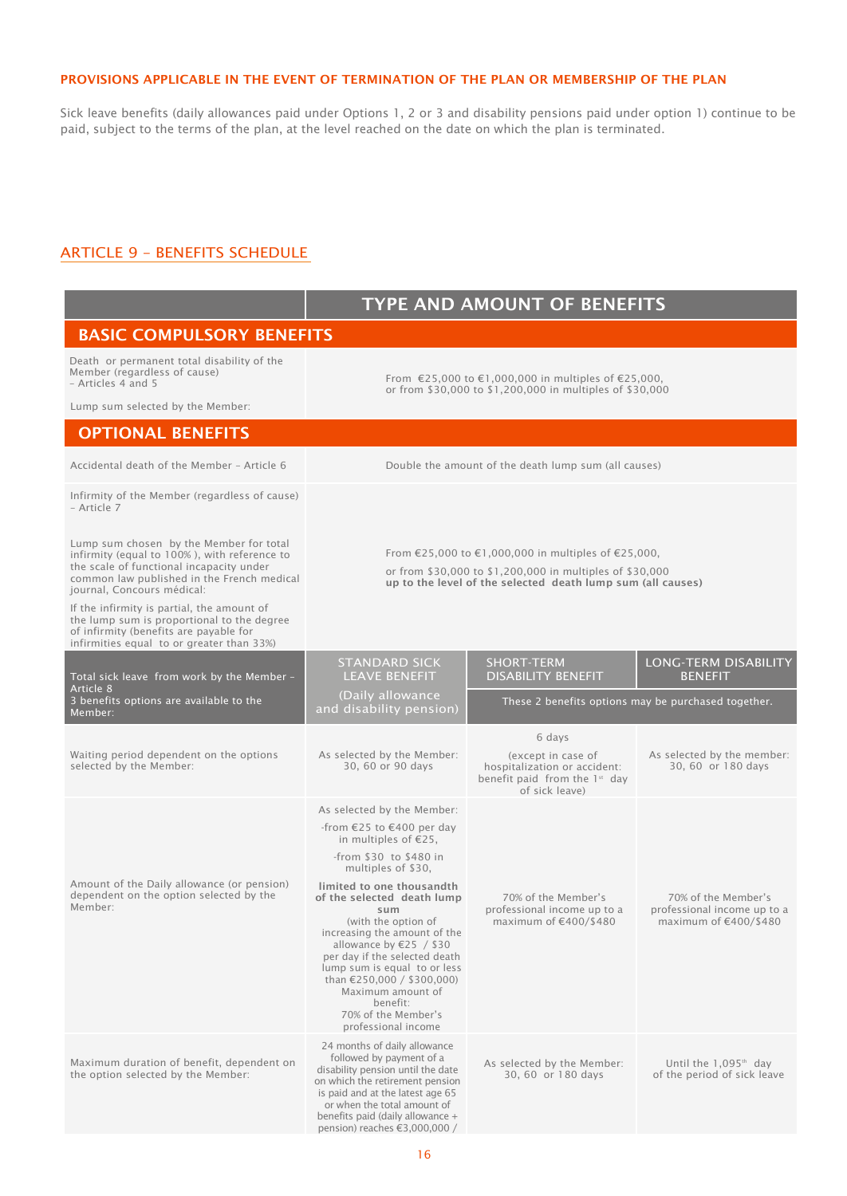**PROVISIONS APPLICABLE IN THE EVENT OF TERMINATION OF THE PLAN OR MEMBERSHIP OF THE PLAN**

Sick leave benefits (daily allowances paid under Options 1, 2 or 3 and disability pensions paid under option 1) continue to be paid, subject to the terms of the plan, at the level reached on the date on which the plan is terminated.

## ARTICLE 9 – BENEFITS SCHEDULE

| | TYPE AND AMOUNT OF BENEFITS | | |
|---|---|---|---|
| **BASIC COMPULSORY BENEFITS** | | | |
| Death or permanent total disability of the Member (regardless of cause) – Articles 4 and 5<br><br>Lump sum selected by the Member: | From €25,000 to €1,000,000 in multiples of €25,000, or from $30,000 to $1,200,000 in multiples of $30,000 | | |
| **OPTIONAL BENEFITS** | | | |
| Accidental death of the Member – Article 6 | Double the amount of the death lump sum (all causes) | | |
| Infirmity of the Member (regardless of cause) – Article 7<br><br>Lump sum chosen by the Member for total infirmity (equal to 100% ), with reference to the scale of functional incapacity under common law published in the French medical journal, Concours médical:<br><br>If the infirmity is partial, the amount of the lump sum is proportional to the degree of infirmity (benefits are payable for infirmities equal to or greater than 33%) | From €25,000 to €1,000,000 in multiples of €25,000,<br>or from $30,000 to $1,200,000 in multiples of $30,000<br>**up to the level of the selected death lump sum (all causes)** | | |
| Total sick leave from work by the Member – Article 8<br>3 benefits options are available to the Member: | STANDARD SICK LEAVE BENEFIT<br>(Daily allowance and disability pension) | SHORT-TERM DISABILITY BENEFIT<br>These 2 benefits options may be purchased together. | LONG-TERM DISABILITY BENEFIT |
| Waiting period dependent on the options selected by the Member: | As selected by the Member: 30, 60 or 90 days | 6 days<br>(except in case of hospitalization or accident: benefit paid from the 1st day of sick leave) | As selected by the member: 30, 60 or 180 days |
| Amount of the Daily allowance (or pension) dependent on the option selected by the Member: | As selected by the Member:<br>-from €25 to €400 per day in multiples of €25,<br>-from $30 to $480 in multiples of $30,<br>**limited to one thousandth of the selected death lump sum**<br>(with the option of increasing the amount of the allowance by €25 / $30 per day if the selected death lump sum is equal to or less than €250,000 / $300,000)<br>Maximum amount of benefit:<br>70% of the Member's professional income | 70% of the Member's professional income up to a maximum of €400/$480 | 70% of the Member's professional income up to a maximum of €400/$480 |
| Maximum duration of benefit, dependent on the option selected by the Member: | 24 months of daily allowance followed by payment of a disability pension until the date on which the retirement pension is paid and at the latest age 65 or when the total amount of benefits paid (daily allowance + pension) reaches €3,000,000 / | As selected by the Member: 30, 60 or 180 days | Until the 1,095th day of the period of sick leave |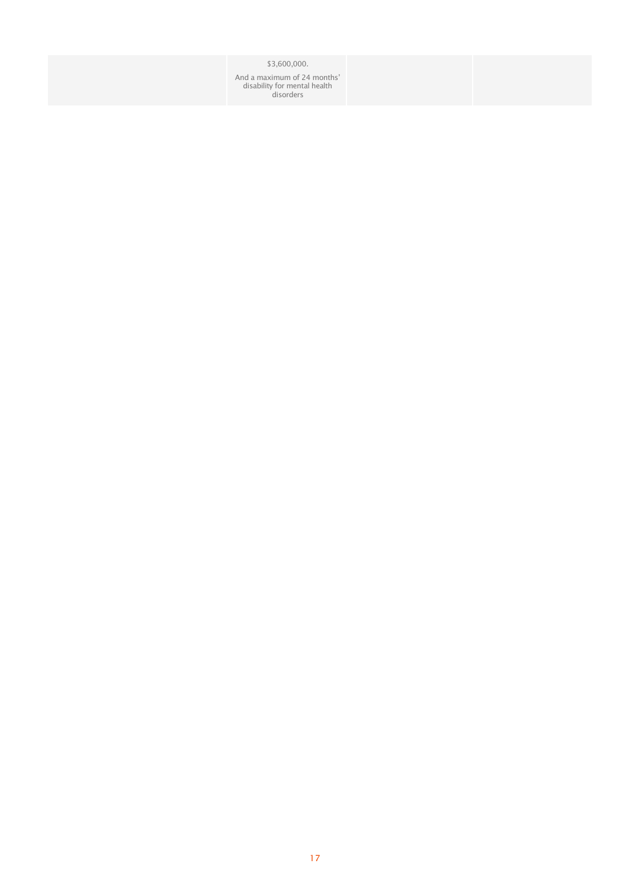| | | | |
|---|---|---|---|
| | $3,600,000.<br><br>And a maximum of 24 months' disability for mental health disorders | | |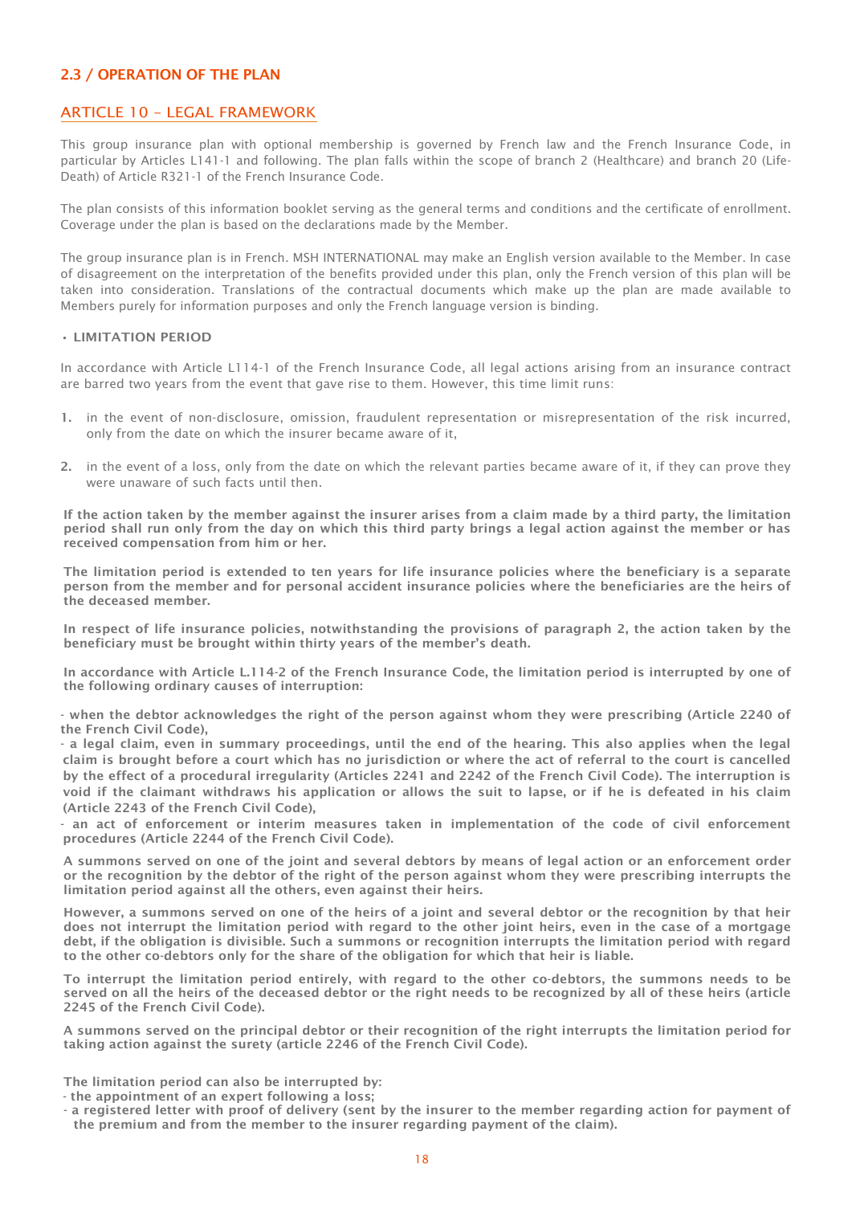## 2.3 / OPERATION OF THE PLAN

### ARTICLE 10 – LEGAL FRAMEWORK

This group insurance plan with optional membership is governed by French law and the French Insurance Code, in particular by Articles L141-1 and following. The plan falls within the scope of branch 2 (Healthcare) and branch 20 (Life-Death) of Article R321-1 of the French Insurance Code.

The plan consists of this information booklet serving as the general terms and conditions and the certificate of enrollment. Coverage under the plan is based on the declarations made by the Member.

The group insurance plan is in French. MSH INTERNATIONAL may make an English version available to the Member. In case of disagreement on the interpretation of the benefits provided under this plan, only the French version of this plan will be taken into consideration. Translations of the contractual documents which make up the plan are made available to Members purely for information purposes and only the French language version is binding.

**• LIMITATION PERIOD**

In accordance with Article L114-1 of the French Insurance Code, all legal actions arising from an insurance contract are barred two years from the event that gave rise to them. However, this time limit runs:

1. in the event of non-disclosure, omission, fraudulent representation or misrepresentation of the risk incurred, only from the date on which the insurer became aware of it,
2. in the event of a loss, only from the date on which the relevant parties became aware of it, if they can prove they were unaware of such facts until then.

**If the action taken by the member against the insurer arises from a claim made by a third party, the limitation period shall run only from the day on which this third party brings a legal action against the member or has received compensation from him or her.**

**The limitation period is extended to ten years for life insurance policies where the beneficiary is a separate person from the member and for personal accident insurance policies where the beneficiaries are the heirs of the deceased member.**

**In respect of life insurance policies, notwithstanding the provisions of paragraph 2, the action taken by the beneficiary must be brought within thirty years of the member's death.**

**In accordance with Article L.114-2 of the French Insurance Code, the limitation period is interrupted by one of the following ordinary causes of interruption:**

**- when the debtor acknowledges the right of the person against whom they were prescribing (Article 2240 of the French Civil Code),**
**- a legal claim, even in summary proceedings, until the end of the hearing. This also applies when the legal claim is brought before a court which has no jurisdiction or where the act of referral to the court is cancelled by the effect of a procedural irregularity (Articles 2241 and 2242 of the French Civil Code). The interruption is void if the claimant withdraws his application or allows the suit to lapse, or if he is defeated in his claim (Article 2243 of the French Civil Code),**
**- an act of enforcement or interim measures taken in implementation of the code of civil enforcement procedures (Article 2244 of the French Civil Code).**

**A summons served on one of the joint and several debtors by means of legal action or an enforcement order or the recognition by the debtor of the right of the person against whom they were prescribing interrupts the limitation period against all the others, even against their heirs.**

**However, a summons served on one of the heirs of a joint and several debtor or the recognition by that heir does not interrupt the limitation period with regard to the other joint heirs, even in the case of a mortgage debt, if the obligation is divisible. Such a summons or recognition interrupts the limitation period with regard to the other co-debtors only for the share of the obligation for which that heir is liable.**

**To interrupt the limitation period entirely, with regard to the other co-debtors, the summons needs to be served on all the heirs of the deceased debtor or the right needs to be recognized by all of these heirs (article 2245 of the French Civil Code).**

**A summons served on the principal debtor or their recognition of the right interrupts the limitation period for taking action against the surety (article 2246 of the French Civil Code).**

**The limitation period can also be interrupted by:**
**- the appointment of an expert following a loss;**
**- a registered letter with proof of delivery (sent by the insurer to the member regarding action for payment of the premium and from the member to the insurer regarding payment of the claim).**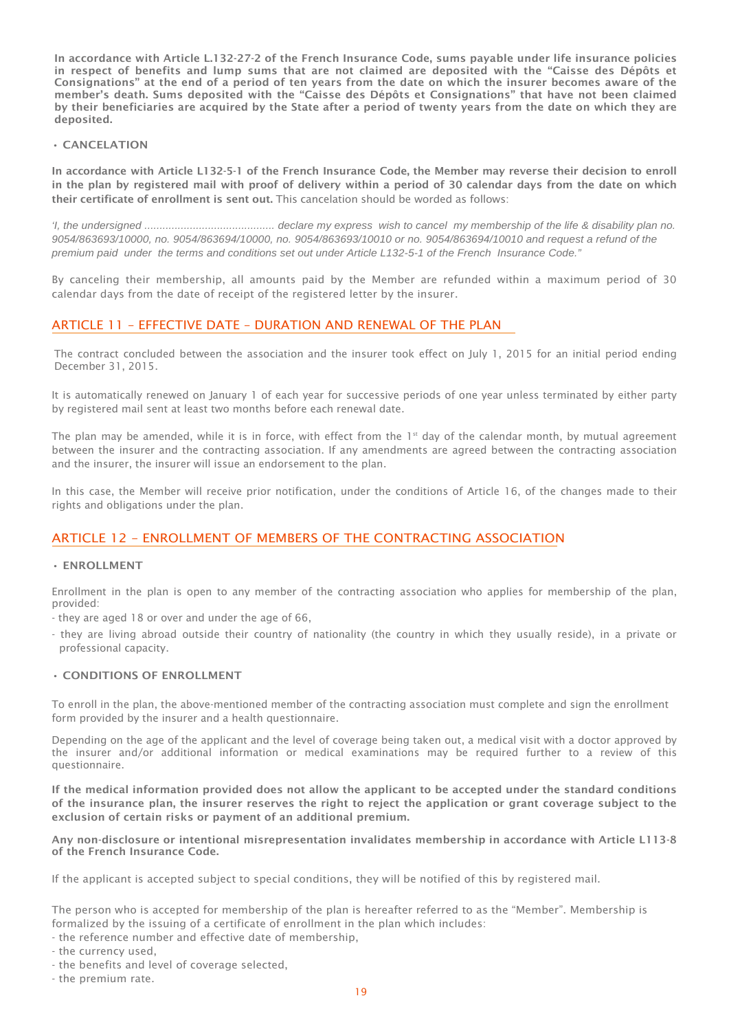**In accordance with Article L.132-27-2 of the French Insurance Code, sums payable under life insurance policies in respect of benefits and lump sums that are not claimed are deposited with the "Caisse des Dépôts et Consignations" at the end of a period of ten years from the date on which the insurer becomes aware of the member's death. Sums deposited with the "Caisse des Dépôts et Consignations" that have not been claimed by their beneficiaries are acquired by the State after a period of twenty years from the date on which they are deposited.**

• **CANCELATION**

**In accordance with Article L132-5-1 of the French Insurance Code, the Member may reverse their decision to enroll in the plan by registered mail with proof of delivery within a period of 30 calendar days from the date on which their certificate of enrollment is sent out.** This cancelation should be worded as follows:

*'I, the undersigned .......................................... declare my express wish to cancel my membership of the life & disability plan no. 9054/863693/10000, no. 9054/863694/10000, no. 9054/863693/10010 or no. 9054/863694/10010 and request a refund of the premium paid under the terms and conditions set out under Article L132-5-1 of the French Insurance Code."*

By canceling their membership, all amounts paid by the Member are refunded within a maximum period of 30 calendar days from the date of receipt of the registered letter by the insurer.

## ARTICLE 11 – EFFECTIVE DATE – DURATION AND RENEWAL OF THE PLAN

The contract concluded between the association and the insurer took effect on July 1, 2015 for an initial period ending December 31, 2015.

It is automatically renewed on January 1 of each year for successive periods of one year unless terminated by either party by registered mail sent at least two months before each renewal date.

The plan may be amended, while it is in force, with effect from the 1st day of the calendar month, by mutual agreement between the insurer and the contracting association. If any amendments are agreed between the contracting association and the insurer, the insurer will issue an endorsement to the plan.

In this case, the Member will receive prior notification, under the conditions of Article 16, of the changes made to their rights and obligations under the plan.

## ARTICLE 12 – ENROLLMENT OF MEMBERS OF THE CONTRACTING ASSOCIATION

• **ENROLLMENT**

Enrollment in the plan is open to any member of the contracting association who applies for membership of the plan, provided:

- they are aged 18 or over and under the age of 66,
- they are living abroad outside their country of nationality (the country in which they usually reside), in a private or professional capacity.

• **CONDITIONS OF ENROLLMENT**

To enroll in the plan, the above-mentioned member of the contracting association must complete and sign the enrollment form provided by the insurer and a health questionnaire.

Depending on the age of the applicant and the level of coverage being taken out, a medical visit with a doctor approved by the insurer and/or additional information or medical examinations may be required further to a review of this questionnaire.

**If the medical information provided does not allow the applicant to be accepted under the standard conditions of the insurance plan, the insurer reserves the right to reject the application or grant coverage subject to the exclusion of certain risks or payment of an additional premium.**

**Any non-disclosure or intentional misrepresentation invalidates membership in accordance with Article L113-8 of the French Insurance Code.**

If the applicant is accepted subject to special conditions, they will be notified of this by registered mail.

The person who is accepted for membership of the plan is hereafter referred to as the "Member". Membership is formalized by the issuing of a certificate of enrollment in the plan which includes:

- the reference number and effective date of membership,
- the currency used,
- the benefits and level of coverage selected,
- the premium rate.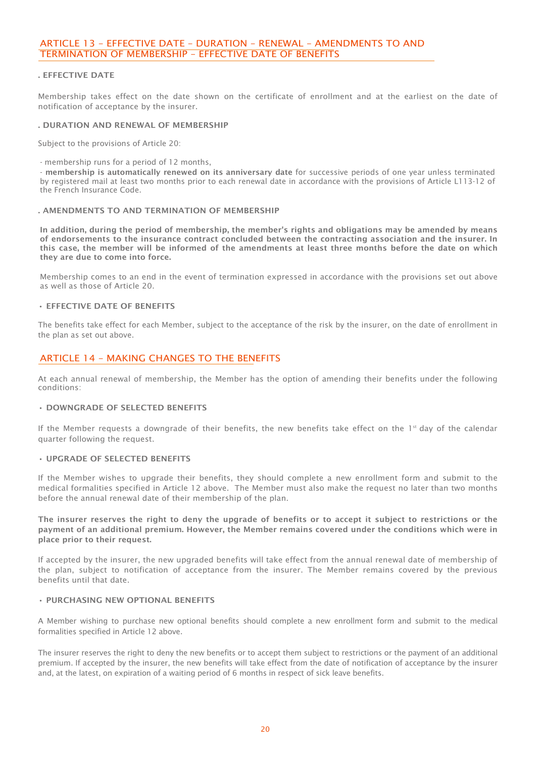## ARTICLE 13 – EFFECTIVE DATE – DURATION – RENEWAL – AMENDMENTS TO AND TERMINATION OF MEMBERSHIP – EFFECTIVE DATE OF BENEFITS

### . EFFECTIVE DATE

Membership takes effect on the date shown on the certificate of enrollment and at the earliest on the date of notification of acceptance by the insurer.

### . DURATION AND RENEWAL OF MEMBERSHIP

Subject to the provisions of Article 20:

- membership runs for a period of 12 months,
- **membership is automatically renewed on its anniversary date** for successive periods of one year unless terminated by registered mail at least two months prior to each renewal date in accordance with the provisions of Article L113-12 of the French Insurance Code.

### . AMENDMENTS TO AND TERMINATION OF MEMBERSHIP

**In addition, during the period of membership, the member's rights and obligations may be amended by means of endorsements to the insurance contract concluded between the contracting association and the insurer. In this case, the member will be informed of the amendments at least three months before the date on which they are due to come into force.**

Membership comes to an end in the event of termination expressed in accordance with the provisions set out above as well as those of Article 20.

### • EFFECTIVE DATE OF BENEFITS

The benefits take effect for each Member, subject to the acceptance of the risk by the insurer, on the date of enrollment in the plan as set out above.

## ARTICLE 14 – MAKING CHANGES TO THE BENEFITS

At each annual renewal of membership, the Member has the option of amending their benefits under the following conditions:

### • DOWNGRADE OF SELECTED BENEFITS

If the Member requests a downgrade of their benefits, the new benefits take effect on the 1st day of the calendar quarter following the request.

### • UPGRADE OF SELECTED BENEFITS

If the Member wishes to upgrade their benefits, they should complete a new enrollment form and submit to the medical formalities specified in Article 12 above. The Member must also make the request no later than two months before the annual renewal date of their membership of the plan.

**The insurer reserves the right to deny the upgrade of benefits or to accept it subject to restrictions or the payment of an additional premium. However, the Member remains covered under the conditions which were in place prior to their request.**

If accepted by the insurer, the new upgraded benefits will take effect from the annual renewal date of membership of the plan, subject to notification of acceptance from the insurer. The Member remains covered by the previous benefits until that date.

### • PURCHASING NEW OPTIONAL BENEFITS

A Member wishing to purchase new optional benefits should complete a new enrollment form and submit to the medical formalities specified in Article 12 above.

The insurer reserves the right to deny the new benefits or to accept them subject to restrictions or the payment of an additional premium. If accepted by the insurer, the new benefits will take effect from the date of notification of acceptance by the insurer and, at the latest, on expiration of a waiting period of 6 months in respect of sick leave benefits.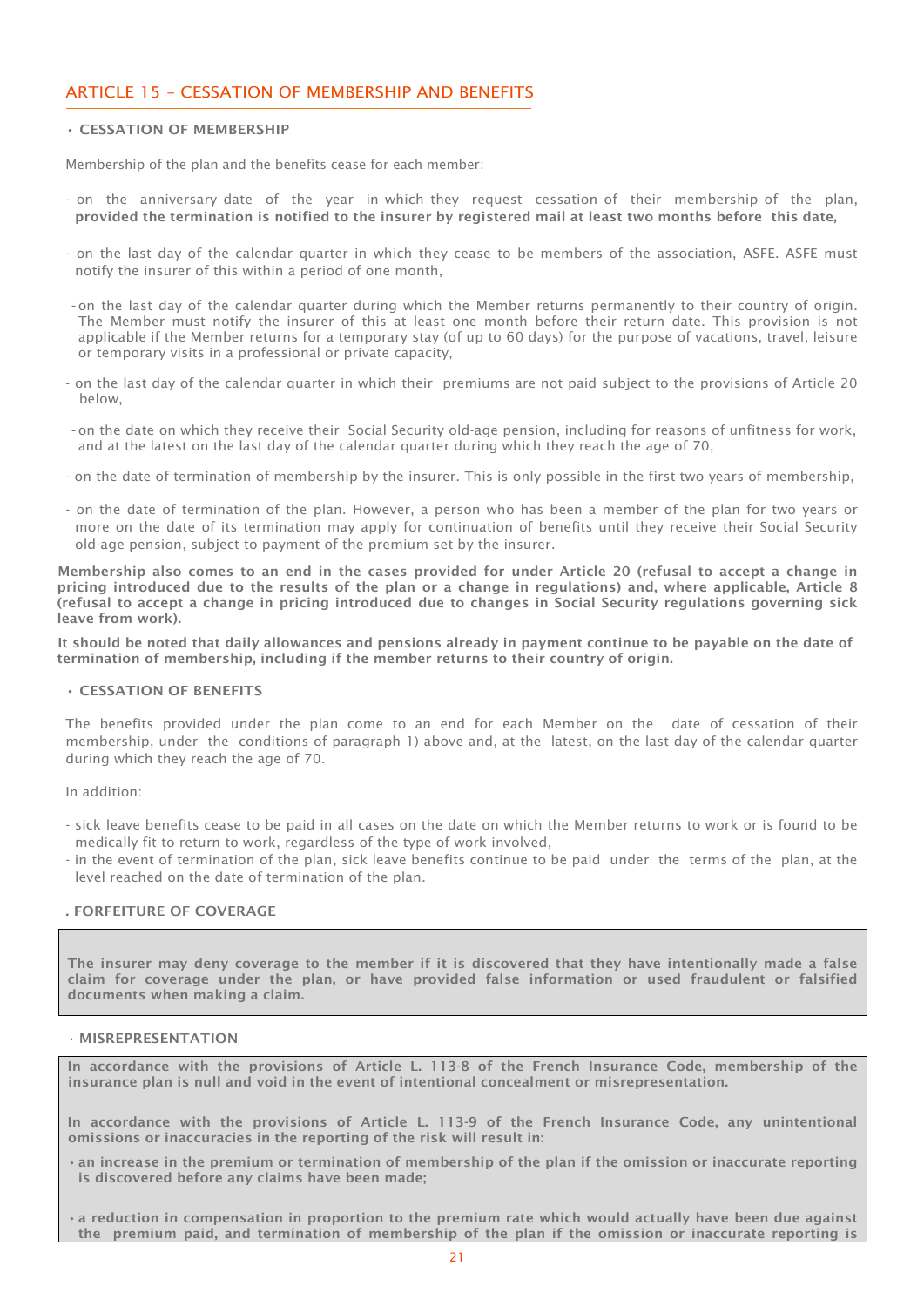## ARTICLE 15 – CESSATION OF MEMBERSHIP AND BENEFITS

### • CESSATION OF MEMBERSHIP

Membership of the plan and the benefits cease for each member:

- on the anniversary date of the year in which they request cessation of their membership of the plan, **provided the termination is notified to the insurer by registered mail at least two months before this date,**
- on the last day of the calendar quarter in which they cease to be members of the association, ASFE. ASFE must notify the insurer of this within a period of one month,
- on the last day of the calendar quarter during which the Member returns permanently to their country of origin. The Member must notify the insurer of this at least one month before their return date. This provision is not applicable if the Member returns for a temporary stay (of up to 60 days) for the purpose of vacations, travel, leisure or temporary visits in a professional or private capacity,
- on the last day of the calendar quarter in which their premiums are not paid subject to the provisions of Article 20 below,
- on the date on which they receive their Social Security old-age pension, including for reasons of unfitness for work, and at the latest on the last day of the calendar quarter during which they reach the age of 70,
- on the date of termination of membership by the insurer. This is only possible in the first two years of membership,
- on the date of termination of the plan. However, a person who has been a member of the plan for two years or more on the date of its termination may apply for continuation of benefits until they receive their Social Security old-age pension, subject to payment of the premium set by the insurer.

**Membership also comes to an end in the cases provided for under Article 20 (refusal to accept a change in pricing introduced due to the results of the plan or a change in regulations) and, where applicable, Article 8 (refusal to accept a change in pricing introduced due to changes in Social Security regulations governing sick leave from work).**

**It should be noted that daily allowances and pensions already in payment continue to be payable on the date of termination of membership, including if the member returns to their country of origin.**

### • CESSATION OF BENEFITS

The benefits provided under the plan come to an end for each Member on the date of cessation of their membership, under the conditions of paragraph 1) above and, at the latest, on the last day of the calendar quarter during which they reach the age of 70.

In addition:

- sick leave benefits cease to be paid in all cases on the date on which the Member returns to work or is found to be medically fit to return to work, regardless of the type of work involved,
- in the event of termination of the plan, sick leave benefits continue to be paid under the terms of the plan, at the level reached on the date of termination of the plan.

### . FORFEITURE OF COVERAGE

**The insurer may deny coverage to the member if it is discovered that they have intentionally made a false claim for coverage under the plan, or have provided false information or used fraudulent or falsified documents when making a claim.**

### · MISREPRESENTATION

**In accordance with the provisions of Article L. 113-8 of the French Insurance Code, membership of the insurance plan is null and void in the event of intentional concealment or misrepresentation.**

**In accordance with the provisions of Article L. 113-9 of the French Insurance Code, any unintentional omissions or inaccuracies in the reporting of the risk will result in:**

- **an increase in the premium or termination of membership of the plan if the omission or inaccurate reporting is discovered before any claims have been made;**
- **a reduction in compensation in proportion to the premium rate which would actually have been due against the premium paid, and termination of membership of the plan if the omission or inaccurate reporting is**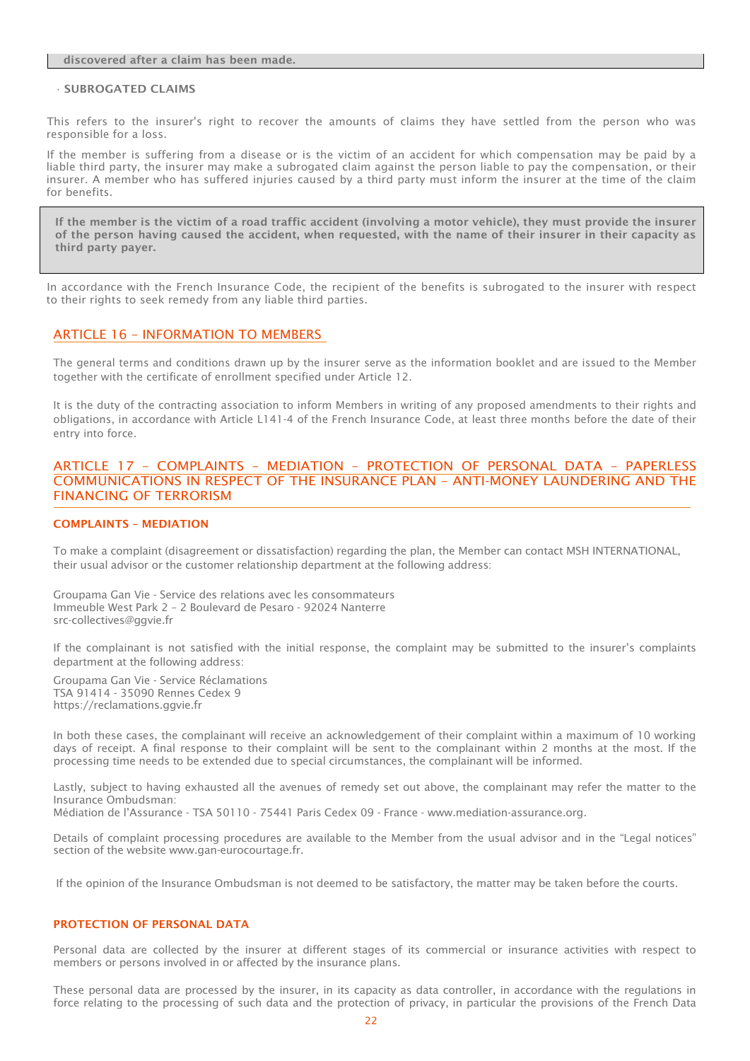**discovered after a claim has been made.**

· **SUBROGATED CLAIMS**

This refers to the insurer's right to recover the amounts of claims they have settled from the person who was responsible for a loss.

If the member is suffering from a disease or is the victim of an accident for which compensation may be paid by a liable third party, the insurer may make a subrogated claim against the person liable to pay the compensation, or their insurer. A member who has suffered injuries caused by a third party must inform the insurer at the time of the claim for benefits.

**If the member is the victim of a road traffic accident (involving a motor vehicle), they must provide the insurer of the person having caused the accident, when requested, with the name of their insurer in their capacity as third party payer.**

In accordance with the French Insurance Code, the recipient of the benefits is subrogated to the insurer with respect to their rights to seek remedy from any liable third parties.

## ARTICLE 16 – INFORMATION TO MEMBERS

The general terms and conditions drawn up by the insurer serve as the information booklet and are issued to the Member together with the certificate of enrollment specified under Article 12.

It is the duty of the contracting association to inform Members in writing of any proposed amendments to their rights and obligations, in accordance with Article L141-4 of the French Insurance Code, at least three months before the date of their entry into force.

## ARTICLE 17 – COMPLAINTS – MEDIATION – PROTECTION OF PERSONAL DATA – PAPERLESS COMMUNICATIONS IN RESPECT OF THE INSURANCE PLAN – ANTI-MONEY LAUNDERING AND THE FINANCING OF TERRORISM

### COMPLAINTS – MEDIATION

To make a complaint (disagreement or dissatisfaction) regarding the plan, the Member can contact MSH INTERNATIONAL, their usual advisor or the customer relationship department at the following address:

Groupama Gan Vie - Service des relations avec les consommateurs
Immeuble West Park 2 – 2 Boulevard de Pesaro - 92024 Nanterre
src-collectives@ggvie.fr

If the complainant is not satisfied with the initial response, the complaint may be submitted to the insurer's complaints department at the following address:

Groupama Gan Vie - Service Réclamations
TSA 91414 - 35090 Rennes Cedex 9
https://reclamations.ggvie.fr

In both these cases, the complainant will receive an acknowledgement of their complaint within a maximum of 10 working days of receipt. A final response to their complaint will be sent to the complainant within 2 months at the most. If the processing time needs to be extended due to special circumstances, the complainant will be informed.

Lastly, subject to having exhausted all the avenues of remedy set out above, the complainant may refer the matter to the Insurance Ombudsman:
Médiation de l'Assurance - TSA 50110 - 75441 Paris Cedex 09 - France - www.mediation-assurance.org.

Details of complaint processing procedures are available to the Member from the usual advisor and in the "Legal notices" section of the website www.gan-eurocourtage.fr.

If the opinion of the Insurance Ombudsman is not deemed to be satisfactory, the matter may be taken before the courts.

### PROTECTION OF PERSONAL DATA

Personal data are collected by the insurer at different stages of its commercial or insurance activities with respect to members or persons involved in or affected by the insurance plans.

These personal data are processed by the insurer, in its capacity as data controller, in accordance with the regulations in force relating to the processing of such data and the protection of privacy, in particular the provisions of the French Data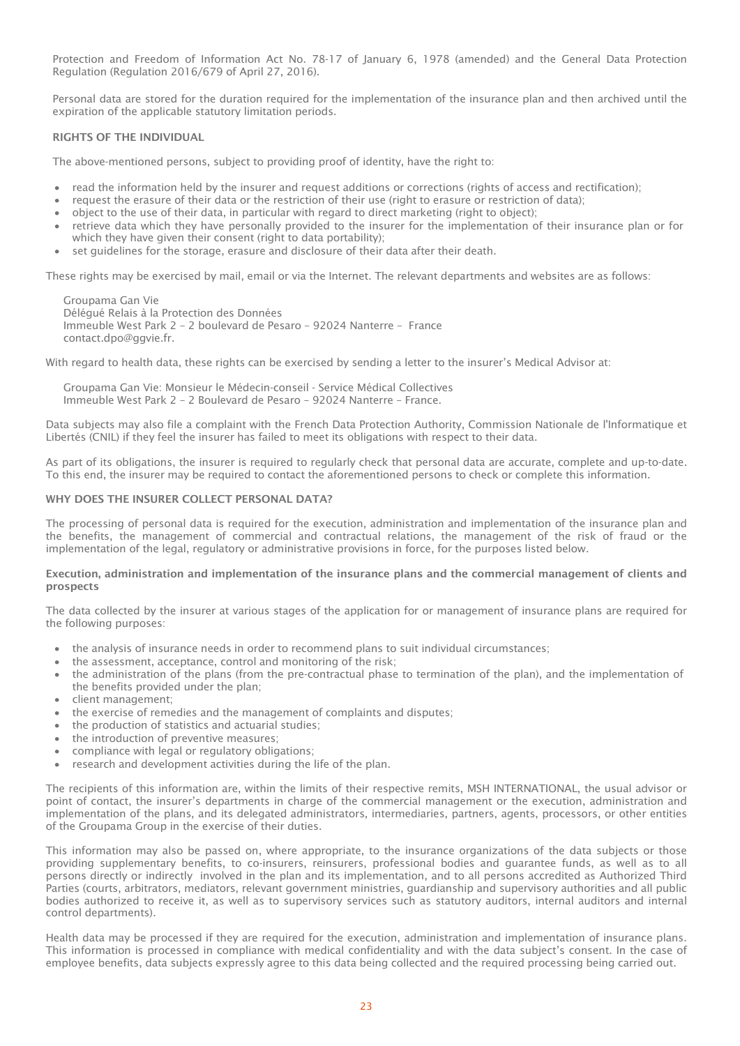Protection and Freedom of Information Act No. 78-17 of January 6, 1978 (amended) and the General Data Protection Regulation (Regulation 2016/679 of April 27, 2016).

Personal data are stored for the duration required for the implementation of the insurance plan and then archived until the expiration of the applicable statutory limitation periods.

### RIGHTS OF THE INDIVIDUAL

The above-mentioned persons, subject to providing proof of identity, have the right to:

- read the information held by the insurer and request additions or corrections (rights of access and rectification);
- request the erasure of their data or the restriction of their use (right to erasure or restriction of data);
- object to the use of their data, in particular with regard to direct marketing (right to object);
- retrieve data which they have personally provided to the insurer for the implementation of their insurance plan or for which they have given their consent (right to data portability);
- set guidelines for the storage, erasure and disclosure of their data after their death.

These rights may be exercised by mail, email or via the Internet. The relevant departments and websites are as follows:

Groupama Gan Vie
Délégué Relais à la Protection des Données
Immeuble West Park 2 – 2 boulevard de Pesaro – 92024 Nanterre – France
contact.dpo@ggvie.fr.

With regard to health data, these rights can be exercised by sending a letter to the insurer's Medical Advisor at:

Groupama Gan Vie: Monsieur le Médecin-conseil - Service Médical Collectives
Immeuble West Park 2 – 2 Boulevard de Pesaro – 92024 Nanterre – France.

Data subjects may also file a complaint with the French Data Protection Authority, Commission Nationale de l'Informatique et Libertés (CNIL) if they feel the insurer has failed to meet its obligations with respect to their data.

As part of its obligations, the insurer is required to regularly check that personal data are accurate, complete and up-to-date. To this end, the insurer may be required to contact the aforementioned persons to check or complete this information.

### WHY DOES THE INSURER COLLECT PERSONAL DATA?

The processing of personal data is required for the execution, administration and implementation of the insurance plan and the benefits, the management of commercial and contractual relations, the management of the risk of fraud or the implementation of the legal, regulatory or administrative provisions in force, for the purposes listed below.

**Execution, administration and implementation of the insurance plans and the commercial management of clients and prospects**

The data collected by the insurer at various stages of the application for or management of insurance plans are required for the following purposes:

- the analysis of insurance needs in order to recommend plans to suit individual circumstances;
- the assessment, acceptance, control and monitoring of the risk;
- the administration of the plans (from the pre-contractual phase to termination of the plan), and the implementation of the benefits provided under the plan;
- client management;
- the exercise of remedies and the management of complaints and disputes;
- the production of statistics and actuarial studies;
- the introduction of preventive measures;
- compliance with legal or regulatory obligations;
- research and development activities during the life of the plan.

The recipients of this information are, within the limits of their respective remits, MSH INTERNATIONAL, the usual advisor or point of contact, the insurer's departments in charge of the commercial management or the execution, administration and implementation of the plans, and its delegated administrators, intermediaries, partners, agents, processors, or other entities of the Groupama Group in the exercise of their duties.

This information may also be passed on, where appropriate, to the insurance organizations of the data subjects or those providing supplementary benefits, to co-insurers, reinsurers, professional bodies and guarantee funds, as well as to all persons directly or indirectly involved in the plan and its implementation, and to all persons accredited as Authorized Third Parties (courts, arbitrators, mediators, relevant government ministries, guardianship and supervisory authorities and all public bodies authorized to receive it, as well as to supervisory services such as statutory auditors, internal auditors and internal control departments).

Health data may be processed if they are required for the execution, administration and implementation of insurance plans. This information is processed in compliance with medical confidentiality and with the data subject's consent. In the case of employee benefits, data subjects expressly agree to this data being collected and the required processing being carried out.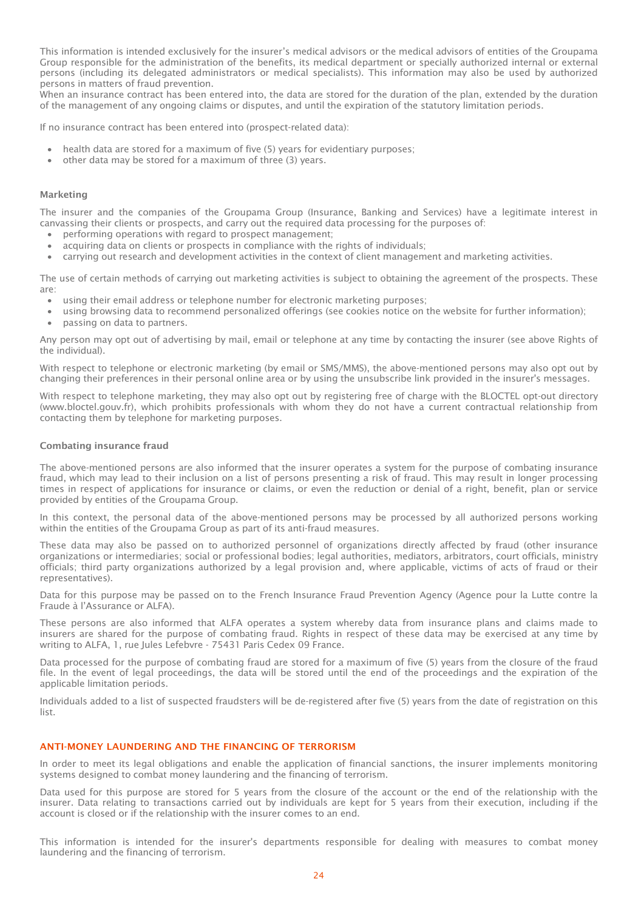This information is intended exclusively for the insurer's medical advisors or the medical advisors of entities of the Groupama Group responsible for the administration of the benefits, its medical department or specially authorized internal or external persons (including its delegated administrators or medical specialists). This information may also be used by authorized persons in matters of fraud prevention.
When an insurance contract has been entered into, the data are stored for the duration of the plan, extended by the duration of the management of any ongoing claims or disputes, and until the expiration of the statutory limitation periods.

If no insurance contract has been entered into (prospect-related data):

- health data are stored for a maximum of five (5) years for evidentiary purposes;
- other data may be stored for a maximum of three (3) years.

#### Marketing

The insurer and the companies of the Groupama Group (Insurance, Banking and Services) have a legitimate interest in canvassing their clients or prospects, and carry out the required data processing for the purposes of:

- performing operations with regard to prospect management;
- acquiring data on clients or prospects in compliance with the rights of individuals;
- carrying out research and development activities in the context of client management and marketing activities.

The use of certain methods of carrying out marketing activities is subject to obtaining the agreement of the prospects. These are:

- using their email address or telephone number for electronic marketing purposes;
- using browsing data to recommend personalized offerings (see cookies notice on the website for further information);
- passing on data to partners.

Any person may opt out of advertising by mail, email or telephone at any time by contacting the insurer (see above Rights of the individual).

With respect to telephone or electronic marketing (by email or SMS/MMS), the above-mentioned persons may also opt out by changing their preferences in their personal online area or by using the unsubscribe link provided in the insurer's messages.

With respect to telephone marketing, they may also opt out by registering free of charge with the BLOCTEL opt-out directory (www.bloctel.gouv.fr), which prohibits professionals with whom they do not have a current contractual relationship from contacting them by telephone for marketing purposes.

#### Combating insurance fraud

The above-mentioned persons are also informed that the insurer operates a system for the purpose of combating insurance fraud, which may lead to their inclusion on a list of persons presenting a risk of fraud. This may result in longer processing times in respect of applications for insurance or claims, or even the reduction or denial of a right, benefit, plan or service provided by entities of the Groupama Group.

In this context, the personal data of the above-mentioned persons may be processed by all authorized persons working within the entities of the Groupama Group as part of its anti-fraud measures.

These data may also be passed on to authorized personnel of organizations directly affected by fraud (other insurance organizations or intermediaries; social or professional bodies; legal authorities, mediators, arbitrators, court officials, ministry officials; third party organizations authorized by a legal provision and, where applicable, victims of acts of fraud or their representatives).

Data for this purpose may be passed on to the French Insurance Fraud Prevention Agency (Agence pour la Lutte contre la Fraude à l'Assurance or ALFA).

These persons are also informed that ALFA operates a system whereby data from insurance plans and claims made to insurers are shared for the purpose of combating fraud. Rights in respect of these data may be exercised at any time by writing to ALFA, 1, rue Jules Lefebvre - 75431 Paris Cedex 09 France.

Data processed for the purpose of combating fraud are stored for a maximum of five (5) years from the closure of the fraud file. In the event of legal proceedings, the data will be stored until the end of the proceedings and the expiration of the applicable limitation periods.

Individuals added to a list of suspected fraudsters will be de-registered after five (5) years from the date of registration on this list.

### ANTI-MONEY LAUNDERING AND THE FINANCING OF TERRORISM

In order to meet its legal obligations and enable the application of financial sanctions, the insurer implements monitoring systems designed to combat money laundering and the financing of terrorism.

Data used for this purpose are stored for 5 years from the closure of the account or the end of the relationship with the insurer. Data relating to transactions carried out by individuals are kept for 5 years from their execution, including if the account is closed or if the relationship with the insurer comes to an end.

This information is intended for the insurer's departments responsible for dealing with measures to combat money laundering and the financing of terrorism.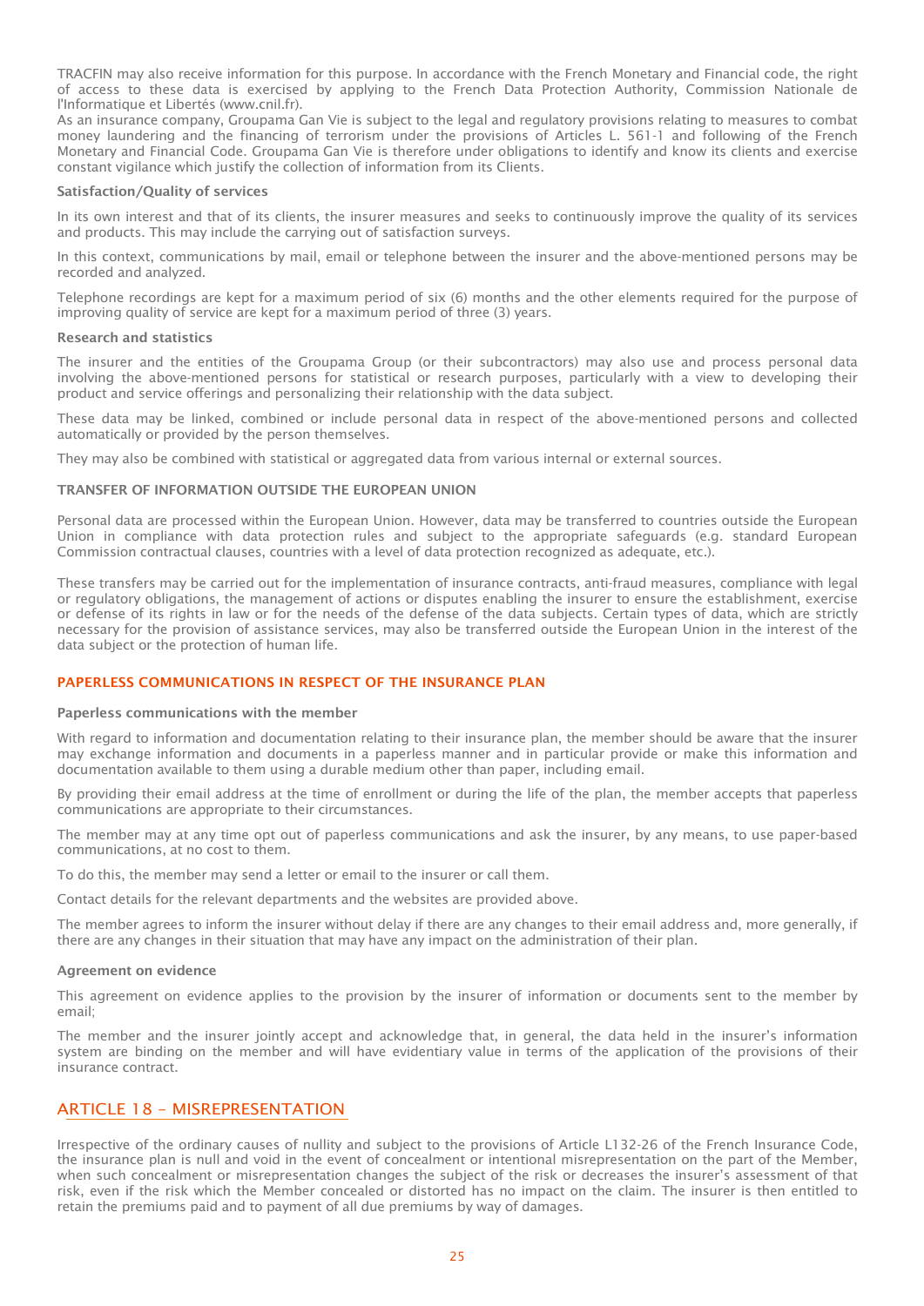TRACFIN may also receive information for this purpose. In accordance with the French Monetary and Financial code, the right of access to these data is exercised by applying to the French Data Protection Authority, Commission Nationale de l'Informatique et Libertés (www.cnil.fr).
As an insurance company, Groupama Gan Vie is subject to the legal and regulatory provisions relating to measures to combat money laundering and the financing of terrorism under the provisions of Articles L. 561-1 and following of the French Monetary and Financial Code. Groupama Gan Vie is therefore under obligations to identify and know its clients and exercise constant vigilance which justify the collection of information from its Clients.

**Satisfaction/Quality of services**

In its own interest and that of its clients, the insurer measures and seeks to continuously improve the quality of its services and products. This may include the carrying out of satisfaction surveys.

In this context, communications by mail, email or telephone between the insurer and the above-mentioned persons may be recorded and analyzed.

Telephone recordings are kept for a maximum period of six (6) months and the other elements required for the purpose of improving quality of service are kept for a maximum period of three (3) years.

**Research and statistics**

The insurer and the entities of the Groupama Group (or their subcontractors) may also use and process personal data involving the above-mentioned persons for statistical or research purposes, particularly with a view to developing their product and service offerings and personalizing their relationship with the data subject.

These data may be linked, combined or include personal data in respect of the above-mentioned persons and collected automatically or provided by the person themselves.

They may also be combined with statistical or aggregated data from various internal or external sources.

### TRANSFER OF INFORMATION OUTSIDE THE EUROPEAN UNION

Personal data are processed within the European Union. However, data may be transferred to countries outside the European Union in compliance with data protection rules and subject to the appropriate safeguards (e.g. standard European Commission contractual clauses, countries with a level of data protection recognized as adequate, etc.).

These transfers may be carried out for the implementation of insurance contracts, anti-fraud measures, compliance with legal or regulatory obligations, the management of actions or disputes enabling the insurer to ensure the establishment, exercise or defense of its rights in law or for the needs of the defense of the data subjects. Certain types of data, which are strictly necessary for the provision of assistance services, may also be transferred outside the European Union in the interest of the data subject or the protection of human life.

## PAPERLESS COMMUNICATIONS IN RESPECT OF THE INSURANCE PLAN

**Paperless communications with the member**

With regard to information and documentation relating to their insurance plan, the member should be aware that the insurer may exchange information and documents in a paperless manner and in particular provide or make this information and documentation available to them using a durable medium other than paper, including email.

By providing their email address at the time of enrollment or during the life of the plan, the member accepts that paperless communications are appropriate to their circumstances.

The member may at any time opt out of paperless communications and ask the insurer, by any means, to use paper-based communications, at no cost to them.

To do this, the member may send a letter or email to the insurer or call them.

Contact details for the relevant departments and the websites are provided above.

The member agrees to inform the insurer without delay if there are any changes to their email address and, more generally, if there are any changes in their situation that may have any impact on the administration of their plan.

**Agreement on evidence**

This agreement on evidence applies to the provision by the insurer of information or documents sent to the member by email;

The member and the insurer jointly accept and acknowledge that, in general, the data held in the insurer's information system are binding on the member and will have evidentiary value in terms of the application of the provisions of their insurance contract.

## ARTICLE 18 – MISREPRESENTATION

Irrespective of the ordinary causes of nullity and subject to the provisions of Article L132-26 of the French Insurance Code, the insurance plan is null and void in the event of concealment or intentional misrepresentation on the part of the Member, when such concealment or misrepresentation changes the subject of the risk or decreases the insurer's assessment of that risk, even if the risk which the Member concealed or distorted has no impact on the claim. The insurer is then entitled to retain the premiums paid and to payment of all due premiums by way of damages.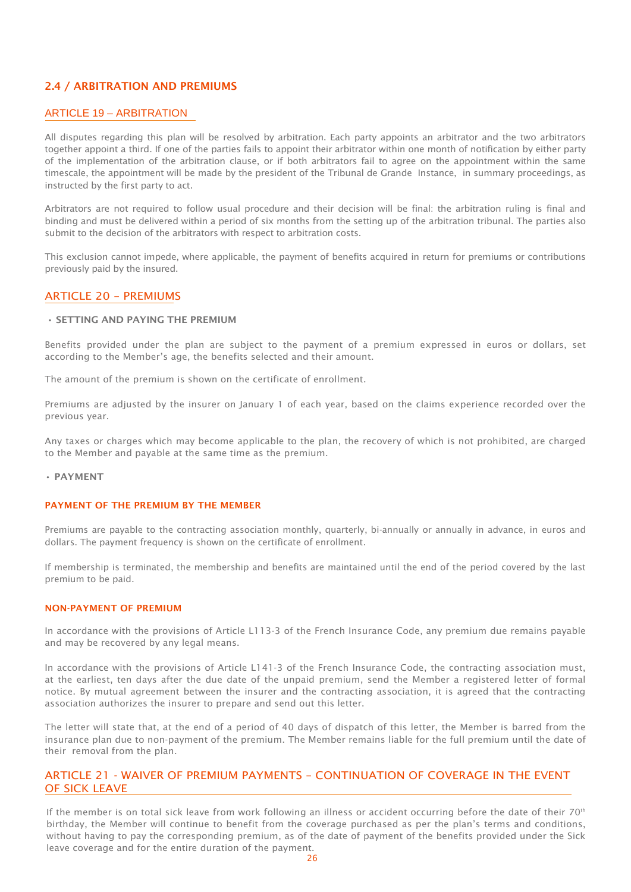## 2.4 / ARBITRATION AND PREMIUMS

### ARTICLE 19 – ARBITRATION

All disputes regarding this plan will be resolved by arbitration. Each party appoints an arbitrator and the two arbitrators together appoint a third. If one of the parties fails to appoint their arbitrator within one month of notification by either party of the implementation of the arbitration clause, or if both arbitrators fail to agree on the appointment within the same timescale, the appointment will be made by the president of the Tribunal de Grande Instance, in summary proceedings, as instructed by the first party to act.

Arbitrators are not required to follow usual procedure and their decision will be final: the arbitration ruling is final and binding and must be delivered within a period of six months from the setting up of the arbitration tribunal. The parties also submit to the decision of the arbitrators with respect to arbitration costs.

This exclusion cannot impede, where applicable, the payment of benefits acquired in return for premiums or contributions previously paid by the insured.

### ARTICLE 20 – PREMIUMS

- **SETTING AND PAYING THE PREMIUM**

Benefits provided under the plan are subject to the payment of a premium expressed in euros or dollars, set according to the Member's age, the benefits selected and their amount.

The amount of the premium is shown on the certificate of enrollment.

Premiums are adjusted by the insurer on January 1 of each year, based on the claims experience recorded over the previous year.

Any taxes or charges which may become applicable to the plan, the recovery of which is not prohibited, are charged to the Member and payable at the same time as the premium.

- **PAYMENT**

#### PAYMENT OF THE PREMIUM BY THE MEMBER

Premiums are payable to the contracting association monthly, quarterly, bi-annually or annually in advance, in euros and dollars. The payment frequency is shown on the certificate of enrollment.

If membership is terminated, the membership and benefits are maintained until the end of the period covered by the last premium to be paid.

#### NON-PAYMENT OF PREMIUM

In accordance with the provisions of Article L113-3 of the French Insurance Code, any premium due remains payable and may be recovered by any legal means.

In accordance with the provisions of Article L141-3 of the French Insurance Code, the contracting association must, at the earliest, ten days after the due date of the unpaid premium, send the Member a registered letter of formal notice. By mutual agreement between the insurer and the contracting association, it is agreed that the contracting association authorizes the insurer to prepare and send out this letter.

The letter will state that, at the end of a period of 40 days of dispatch of this letter, the Member is barred from the insurance plan due to non-payment of the premium. The Member remains liable for the full premium until the date of their removal from the plan.

### ARTICLE 21 - WAIVER OF PREMIUM PAYMENTS – CONTINUATION OF COVERAGE IN THE EVENT OF SICK LEAVE

If the member is on total sick leave from work following an illness or accident occurring before the date of their 70th birthday, the Member will continue to benefit from the coverage purchased as per the plan's terms and conditions, without having to pay the corresponding premium, as of the date of payment of the benefits provided under the Sick leave coverage and for the entire duration of the payment.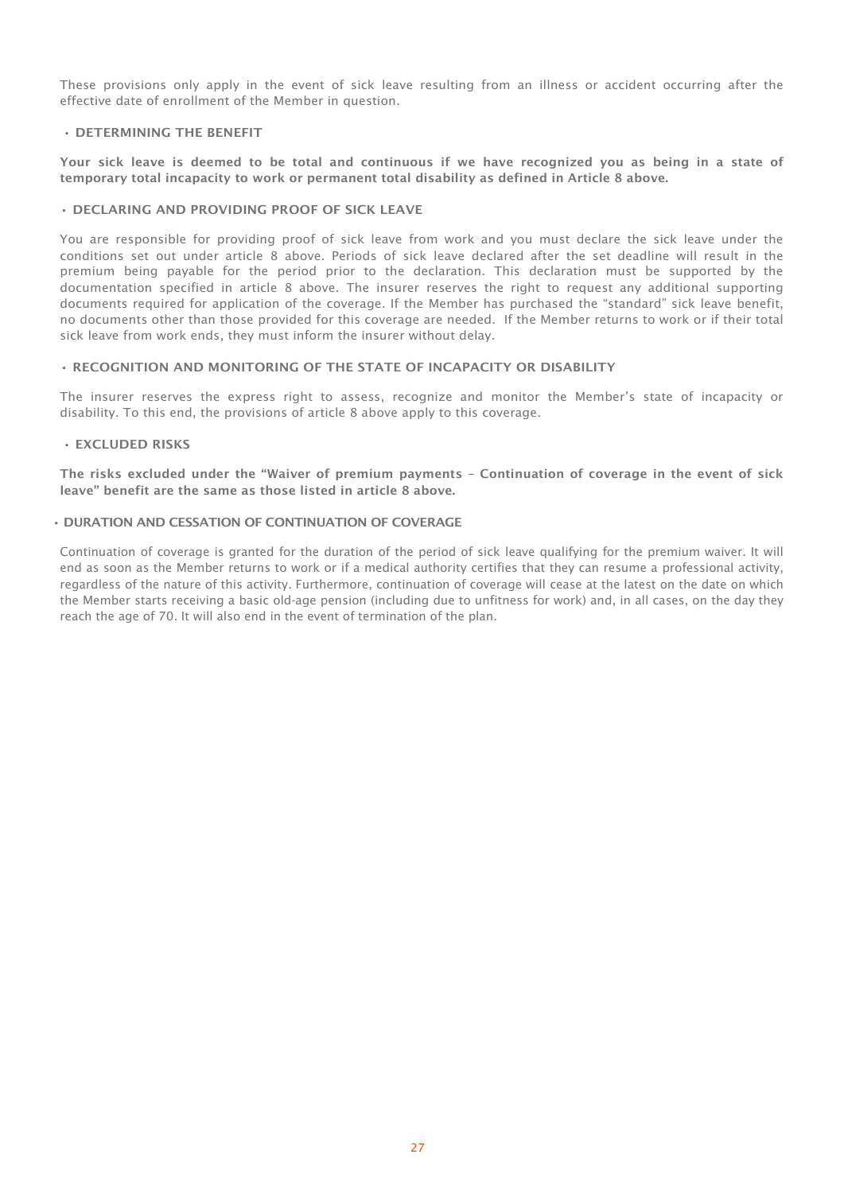These provisions only apply in the event of sick leave resulting from an illness or accident occurring after the effective date of enrollment of the Member in question.

### • DETERMINING THE BENEFIT

**Your sick leave is deemed to be total and continuous if we have recognized you as being in a state of temporary total incapacity to work or permanent total disability as defined in Article 8 above.**

### • DECLARING AND PROVIDING PROOF OF SICK LEAVE

You are responsible for providing proof of sick leave from work and you must declare the sick leave under the conditions set out under article 8 above. Periods of sick leave declared after the set deadline will result in the premium being payable for the period prior to the declaration. This declaration must be supported by the documentation specified in article 8 above. The insurer reserves the right to request any additional supporting documents required for application of the coverage. If the Member has purchased the "standard" sick leave benefit, no documents other than those provided for this coverage are needed. If the Member returns to work or if their total sick leave from work ends, they must inform the insurer without delay.

### • RECOGNITION AND MONITORING OF THE STATE OF INCAPACITY OR DISABILITY

The insurer reserves the express right to assess, recognize and monitor the Member's state of incapacity or disability. To this end, the provisions of article 8 above apply to this coverage.

### • EXCLUDED RISKS

**The risks excluded under the "Waiver of premium payments – Continuation of coverage in the event of sick leave" benefit are the same as those listed in article 8 above.**

### • DURATION AND CESSATION OF CONTINUATION OF COVERAGE

Continuation of coverage is granted for the duration of the period of sick leave qualifying for the premium waiver. It will end as soon as the Member returns to work or if a medical authority certifies that they can resume a professional activity, regardless of the nature of this activity. Furthermore, continuation of coverage will cease at the latest on the date on which the Member starts receiving a basic old-age pension (including due to unfitness for work) and, in all cases, on the day they reach the age of 70. It will also end in the event of termination of the plan.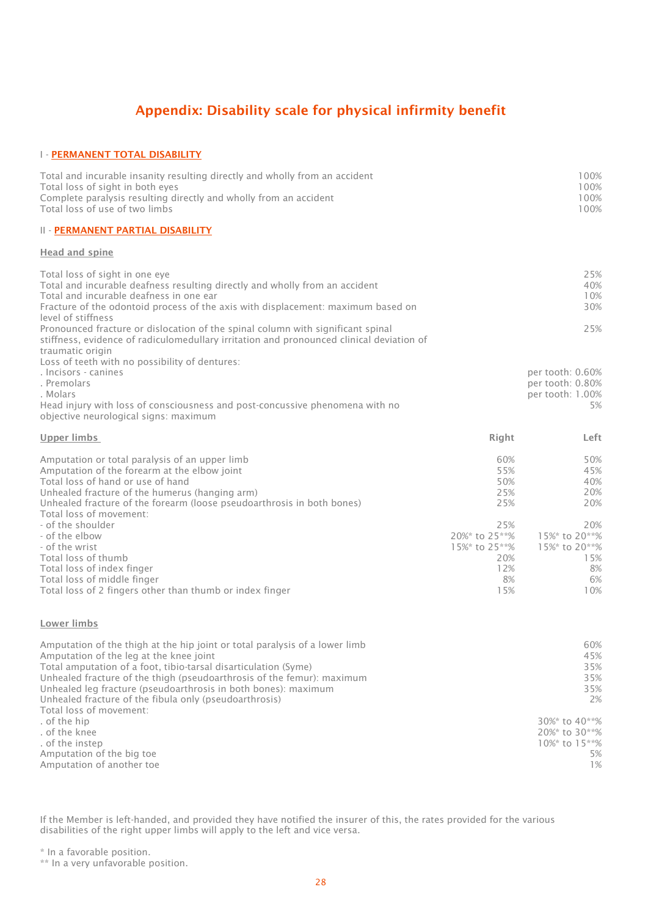# Appendix: Disability scale for physical infirmity benefit

## I - PERMANENT TOTAL DISABILITY

| | |
|---|---|
| Total and incurable insanity resulting directly and wholly from an accident | 100% |
| Total loss of sight in both eyes | 100% |
| Complete paralysis resulting directly and wholly from an accident | 100% |
| Total loss of use of two limbs | 100% |

## II - PERMANENT PARTIAL DISABILITY

### Head and spine

| | |
|---|---|
| Total loss of sight in one eye | 25% |
| Total and incurable deafness resulting directly and wholly from an accident | 40% |
| Total and incurable deafness in one ear | 10% |
| Fracture of the odontoid process of the axis with displacement: maximum based on level of stiffness | 30% |
| Pronounced fracture or dislocation of the spinal column with significant spinal stiffness, evidence of radiculomedullary irritation and pronounced clinical deviation of traumatic origin | 25% |
| Loss of teeth with no possibility of dentures: | |
| . Incisors - canines | per tooth: 0.60% |
| . Premolars | per tooth: 0.80% |
| . Molars | per tooth: 1.00% |
| Head injury with loss of consciousness and post-concussive phenomena with no objective neurological signs: maximum | 5% |

### Upper limbs

| | Right | Left |
|---|---|---|
| Amputation or total paralysis of an upper limb | 60% | 50% |
| Amputation of the forearm at the elbow joint | 55% | 45% |
| Total loss of hand or use of hand | 50% | 40% |
| Unhealed fracture of the humerus (hanging arm) | 25% | 20% |
| Unhealed fracture of the forearm (loose pseudoarthrosis in both bones) | 25% | 20% |
| Total loss of movement: | | |
| - of the shoulder | 25% | 20% |
| - of the elbow | 20%* to 25**% | 15%* to 20**% |
| - of the wrist | 15%* to 25**% | 15%* to 20**% |
| Total loss of thumb | 20% | 15% |
| Total loss of index finger | 12% | 8% |
| Total loss of middle finger | 8% | 6% |
| Total loss of 2 fingers other than thumb or index finger | 15% | 10% |

### Lower limbs

| | |
|---|---|
| Amputation of the thigh at the hip joint or total paralysis of a lower limb | 60% |
| Amputation of the leg at the knee joint | 45% |
| Total amputation of a foot, tibio-tarsal disarticulation (Syme) | 35% |
| Unhealed fracture of the thigh (pseudoarthrosis of the femur): maximum | 35% |
| Unhealed leg fracture (pseudoarthrosis in both bones): maximum | 35% |
| Unhealed fracture of the fibula only (pseudoarthrosis) | 2% |
| Total loss of movement: | |
| . of the hip | 30%* to 40**% |
| . of the knee | 20%* to 30**% |
| . of the instep | 10%* to 15**% |
| Amputation of the big toe | 5% |
| Amputation of another toe | 1% |

If the Member is left-handed, and provided they have notified the insurer of this, the rates provided for the various disabilities of the right upper limbs will apply to the left and vice versa.

* In a favorable position.
** In a very unfavorable position.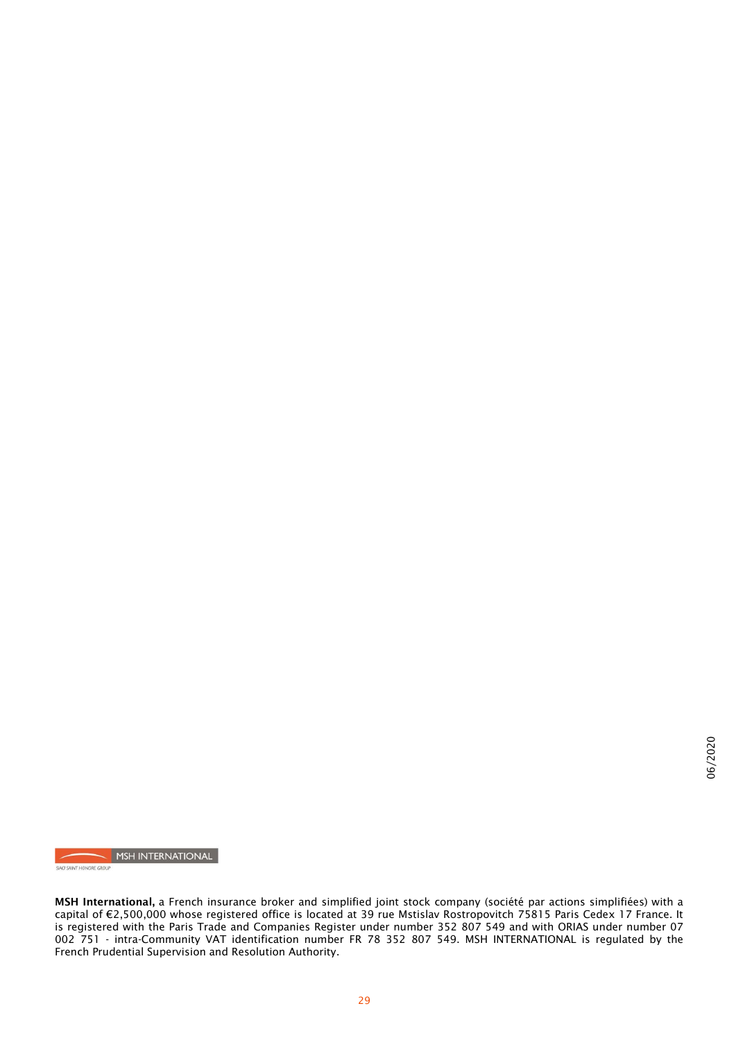MSH INTERNATIONAL

SIACI SAINT HONORE GROUP

**MSH International,** a French insurance broker and simplified joint stock company (société par actions simplifiées) with a capital of €2,500,000 whose registered office is located at 39 rue Mstislav Rostropovitch 75815 Paris Cedex 17 France. It is registered with the Paris Trade and Companies Register under number 352 807 549 and with ORIAS under number 07 002 751 - intra-Community VAT identification number FR 78 352 807 549. MSH INTERNATIONAL is regulated by the French Prudential Supervision and Resolution Authority.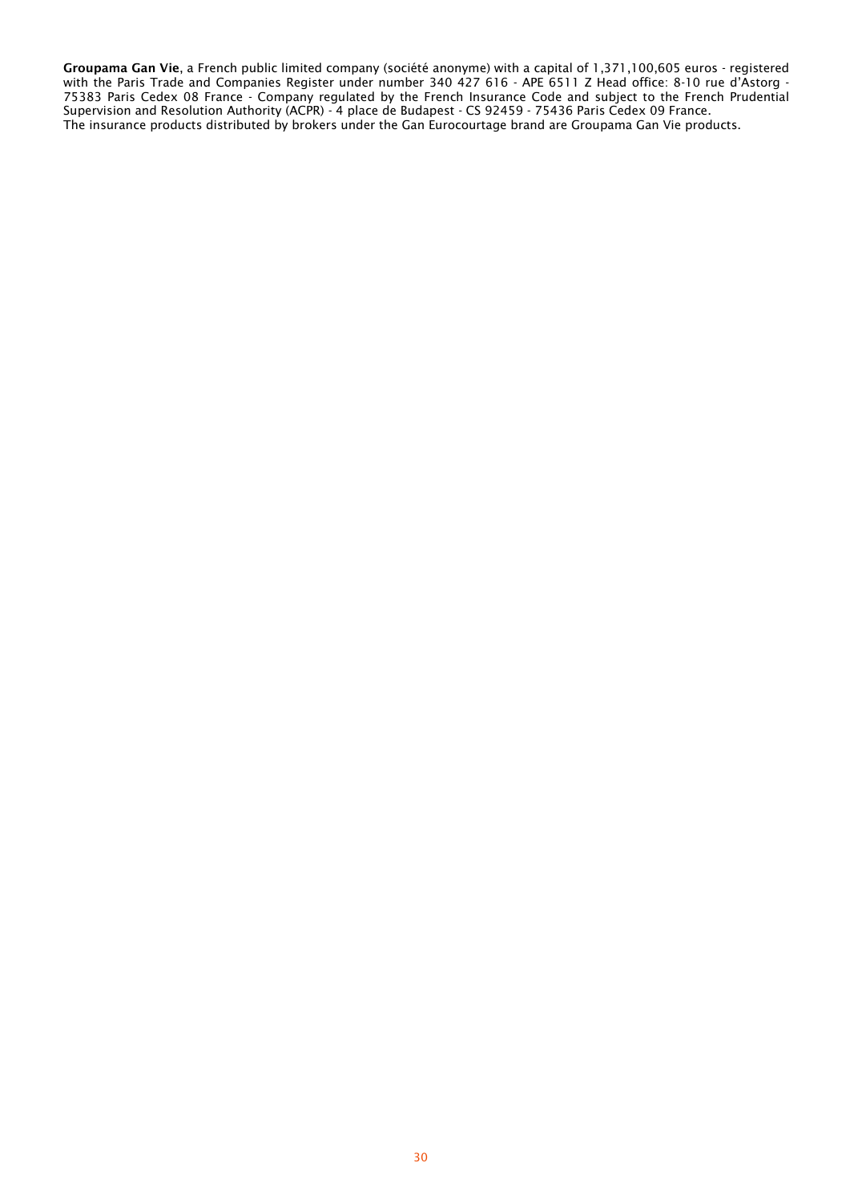**Groupama Gan Vie**, a French public limited company (société anonyme) with a capital of 1,371,100,605 euros - registered with the Paris Trade and Companies Register under number 340 427 616 - APE 6511 Z Head office: 8-10 rue d'Astorg - 75383 Paris Cedex 08 France - Company regulated by the French Insurance Code and subject to the French Prudential Supervision and Resolution Authority (ACPR) - 4 place de Budapest - CS 92459 - 75436 Paris Cedex 09 France.
The insurance products distributed by brokers under the Gan Eurocourtage brand are Groupama Gan Vie products.